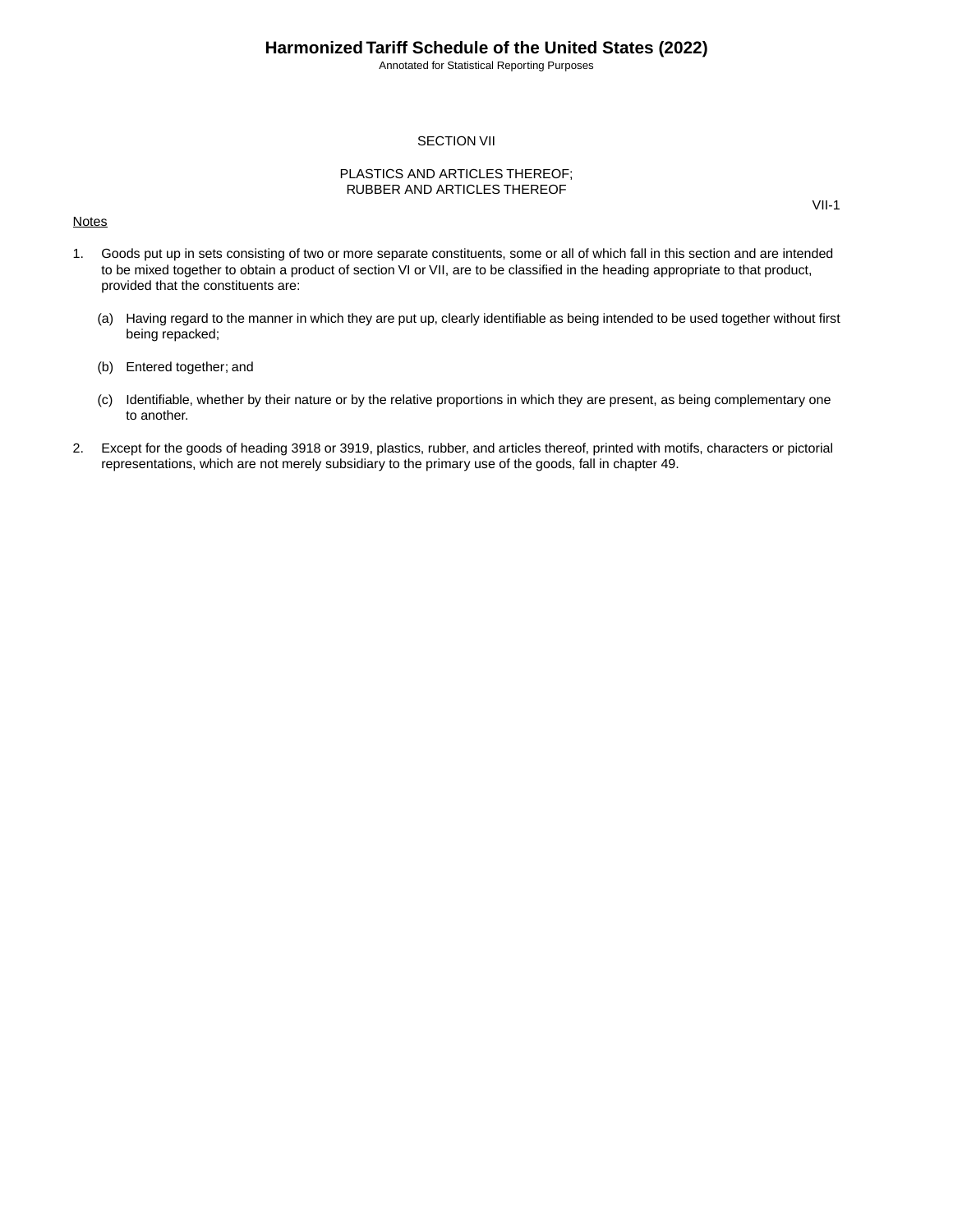# SECTION VII

## PLASTICS AND ARTICLES THEREOF; RUBBER AND ARTICLES THEREOF

VII-1

Notes

1. Goods put up in sets consisting of two or more separate constituents, some or all of which fall in this section and are intended to be mixed together to obtain a product of section VI or VII, are to be classified in the heading appropriate to that product, provided that the constituents are:

   (a) Having regard to the manner in which they are put up, clearly identifiable as being intended to be used together without first being repacked;

   (b) Entered together; and

   (c) Identifiable, whether by their nature or by the relative proportions in which they are present, as being complementary one to another.

2. Except for the goods of heading 3918 or 3919, plastics, rubber, and articles thereof, printed with motifs, characters or pictorial representations, which are not merely subsidiary to the primary use of the goods, fall in chapter 49.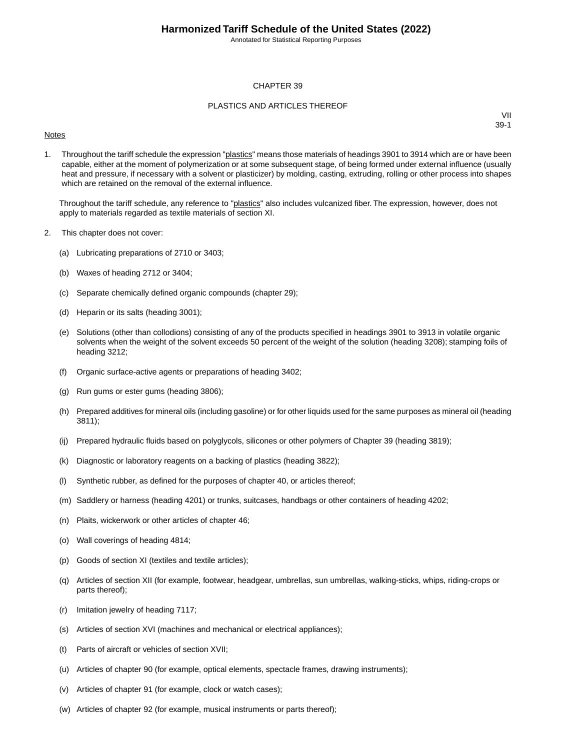# CHAPTER 39

## PLASTICS AND ARTICLES THEREOF

VII
39-1

Notes

1. Throughout the tariff schedule the expression "plastics" means those materials of headings 3901 to 3914 which are or have been capable, either at the moment of polymerization or at some subsequent stage, of being formed under external influence (usually heat and pressure, if necessary with a solvent or plasticizer) by molding, casting, extruding, rolling or other process into shapes which are retained on the removal of the external influence.

   Throughout the tariff schedule, any reference to "plastics" also includes vulcanized fiber. The expression, however, does not apply to materials regarded as textile materials of section XI.

2. This chapter does not cover:

   (a) Lubricating preparations of 2710 or 3403;

   (b) Waxes of heading 2712 or 3404;

   (c) Separate chemically defined organic compounds (chapter 29);

   (d) Heparin or its salts (heading 3001);

   (e) Solutions (other than collodions) consisting of any of the products specified in headings 3901 to 3913 in volatile organic solvents when the weight of the solvent exceeds 50 percent of the weight of the solution (heading 3208); stamping foils of heading 3212;

   (f) Organic surface-active agents or preparations of heading 3402;

   (g) Run gums or ester gums (heading 3806);

   (h) Prepared additives for mineral oils (including gasoline) or for other liquids used for the same purposes as mineral oil (heading 3811);

   (ij) Prepared hydraulic fluids based on polyglycols, silicones or other polymers of Chapter 39 (heading 3819);

   (k) Diagnostic or laboratory reagents on a backing of plastics (heading 3822);

   (l) Synthetic rubber, as defined for the purposes of chapter 40, or articles thereof;

   (m) Saddlery or harness (heading 4201) or trunks, suitcases, handbags or other containers of heading 4202;

   (n) Plaits, wickerwork or other articles of chapter 46;

   (o) Wall coverings of heading 4814;

   (p) Goods of section XI (textiles and textile articles);

   (q) Articles of section XII (for example, footwear, headgear, umbrellas, sun umbrellas, walking-sticks, whips, riding-crops or parts thereof);

   (r) Imitation jewelry of heading 7117;

   (s) Articles of section XVI (machines and mechanical or electrical appliances);

   (t) Parts of aircraft or vehicles of section XVII;

   (u) Articles of chapter 90 (for example, optical elements, spectacle frames, drawing instruments);

   (v) Articles of chapter 91 (for example, clock or watch cases);

   (w) Articles of chapter 92 (for example, musical instruments or parts thereof);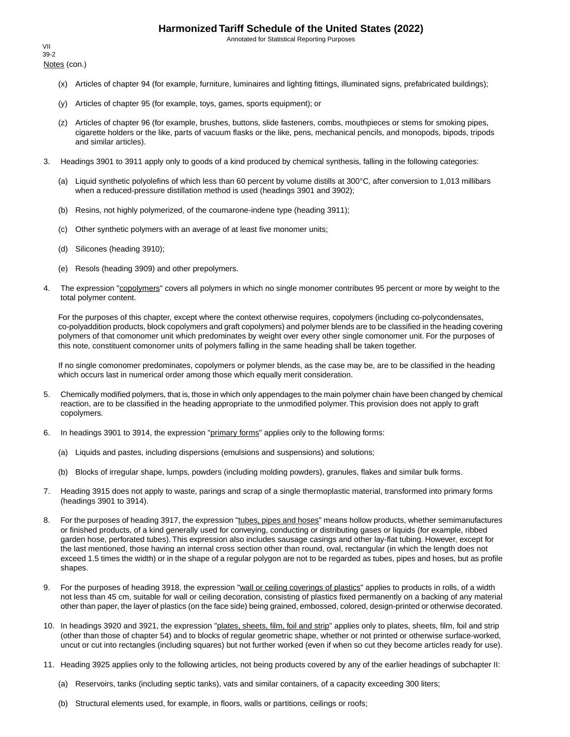Notes (con.)

(x) Articles of chapter 94 (for example, furniture, luminaires and lighting fittings, illuminated signs, prefabricated buildings);

(y) Articles of chapter 95 (for example, toys, games, sports equipment); or

(z) Articles of chapter 96 (for example, brushes, buttons, slide fasteners, combs, mouthpieces or stems for smoking pipes, cigarette holders or the like, parts of vacuum flasks or the like, pens, mechanical pencils, and monopods, bipods, tripods and similar articles).

3. Headings 3901 to 3911 apply only to goods of a kind produced by chemical synthesis, falling in the following categories:

(a) Liquid synthetic polyolefins of which less than 60 percent by volume distills at 300°C, after conversion to 1,013 millibars when a reduced-pressure distillation method is used (headings 3901 and 3902);

(b) Resins, not highly polymerized, of the coumarone-indene type (heading 3911);

(c) Other synthetic polymers with an average of at least five monomer units;

(d) Silicones (heading 3910);

(e) Resols (heading 3909) and other prepolymers.

4. The expression "copolymers" covers all polymers in which no single monomer contributes 95 percent or more by weight to the total polymer content.

For the purposes of this chapter, except where the context otherwise requires, copolymers (including co-polycondensates, co-polyaddition products, block copolymers and graft copolymers) and polymer blends are to be classified in the heading covering polymers of that comonomer unit which predominates by weight over every other single comonomer unit. For the purposes of this note, constituent comonomer units of polymers falling in the same heading shall be taken together.

If no single comonomer predominates, copolymers or polymer blends, as the case may be, are to be classified in the heading which occurs last in numerical order among those which equally merit consideration.

5. Chemically modified polymers, that is, those in which only appendages to the main polymer chain have been changed by chemical reaction, are to be classified in the heading appropriate to the unmodified polymer. This provision does not apply to graft copolymers.

6. In headings 3901 to 3914, the expression "primary forms" applies only to the following forms:

(a) Liquids and pastes, including dispersions (emulsions and suspensions) and solutions;

(b) Blocks of irregular shape, lumps, powders (including molding powders), granules, flakes and similar bulk forms.

7. Heading 3915 does not apply to waste, parings and scrap of a single thermoplastic material, transformed into primary forms (headings 3901 to 3914).

8. For the purposes of heading 3917, the expression "tubes, pipes and hoses" means hollow products, whether semimanufactures or finished products, of a kind generally used for conveying, conducting or distributing gases or liquids (for example, ribbed garden hose, perforated tubes). This expression also includes sausage casings and other lay-flat tubing. However, except for the last mentioned, those having an internal cross section other than round, oval, rectangular (in which the length does not exceed 1.5 times the width) or in the shape of a regular polygon are not to be regarded as tubes, pipes and hoses, but as profile shapes.

9. For the purposes of heading 3918, the expression "wall or ceiling coverings of plastics" applies to products in rolls, of a width not less than 45 cm, suitable for wall or ceiling decoration, consisting of plastics fixed permanently on a backing of any material other than paper, the layer of plastics (on the face side) being grained, embossed, colored, design-printed or otherwise decorated.

10. In headings 3920 and 3921, the expression "plates, sheets, film, foil and strip" applies only to plates, sheets, film, foil and strip (other than those of chapter 54) and to blocks of regular geometric shape, whether or not printed or otherwise surface-worked, uncut or cut into rectangles (including squares) but not further worked (even if when so cut they become articles ready for use).

11. Heading 3925 applies only to the following articles, not being products covered by any of the earlier headings of subchapter II:

(a) Reservoirs, tanks (including septic tanks), vats and similar containers, of a capacity exceeding 300 liters;

(b) Structural elements used, for example, in floors, walls or partitions, ceilings or roofs;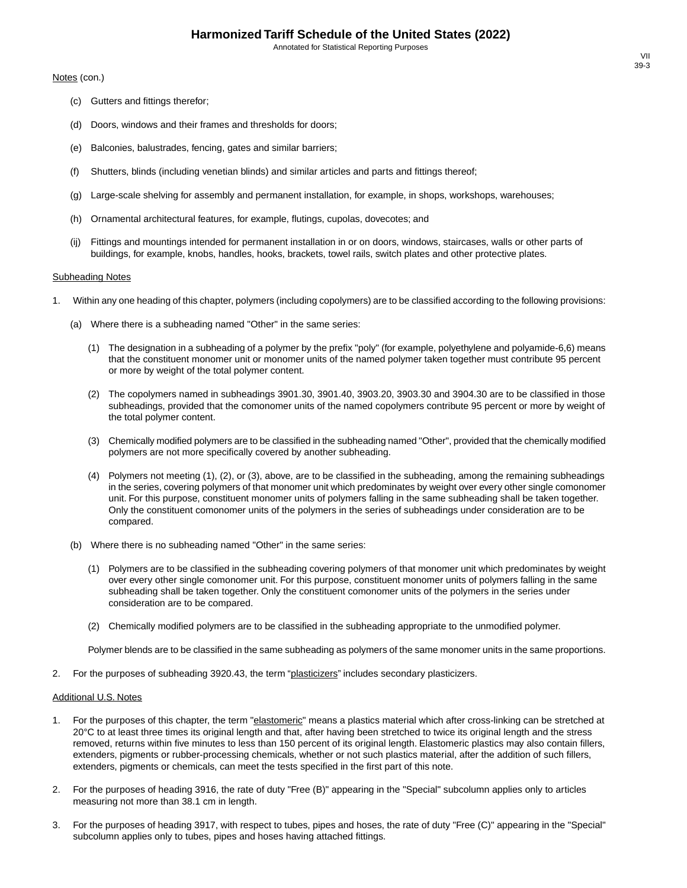Notes (con.)

(c) Gutters and fittings therefor;

(d) Doors, windows and their frames and thresholds for doors;

(e) Balconies, balustrades, fencing, gates and similar barriers;

(f) Shutters, blinds (including venetian blinds) and similar articles and parts and fittings thereof;

(g) Large-scale shelving for assembly and permanent installation, for example, in shops, workshops, warehouses;

(h) Ornamental architectural features, for example, flutings, cupolas, dovecotes; and

(ij) Fittings and mountings intended for permanent installation in or on doors, windows, staircases, walls or other parts of buildings, for example, knobs, handles, hooks, brackets, towel rails, switch plates and other protective plates.

## Subheading Notes

1. Within any one heading of this chapter, polymers (including copolymers) are to be classified according to the following provisions:

   (a) Where there is a subheading named "Other" in the same series:

   (1) The designation in a subheading of a polymer by the prefix "poly" (for example, polyethylene and polyamide-6,6) means that the constituent monomer unit or monomer units of the named polymer taken together must contribute 95 percent or more by weight of the total polymer content.

   (2) The copolymers named in subheadings 3901.30, 3901.40, 3903.20, 3903.30 and 3904.30 are to be classified in those subheadings, provided that the comonomer units of the named copolymers contribute 95 percent or more by weight of the total polymer content.

   (3) Chemically modified polymers are to be classified in the subheading named "Other", provided that the chemically modified polymers are not more specifically covered by another subheading.

   (4) Polymers not meeting (1), (2), or (3), above, are to be classified in the subheading, among the remaining subheadings in the series, covering polymers of that monomer unit which predominates by weight over every other single comonomer unit. For this purpose, constituent monomer units of polymers falling in the same subheading shall be taken together. Only the constituent comonomer units of the polymers in the series of subheadings under consideration are to be compared.

   (b) Where there is no subheading named "Other" in the same series:

   (1) Polymers are to be classified in the subheading covering polymers of that monomer unit which predominates by weight over every other single comonomer unit. For this purpose, constituent monomer units of polymers falling in the same subheading shall be taken together. Only the constituent comonomer units of the polymers in the series under consideration are to be compared.

   (2) Chemically modified polymers are to be classified in the subheading appropriate to the unmodified polymer.

   Polymer blends are to be classified in the same subheading as polymers of the same monomer units in the same proportions.

2. For the purposes of subheading 3920.43, the term "plasticizers" includes secondary plasticizers.

## Additional U.S. Notes

1. For the purposes of this chapter, the term "elastomeric" means a plastics material which after cross-linking can be stretched at 20°C to at least three times its original length and that, after having been stretched to twice its original length and the stress removed, returns within five minutes to less than 150 percent of its original length. Elastomeric plastics may also contain fillers, extenders, pigments or rubber-processing chemicals, whether or not such plastics material, after the addition of such fillers, extenders, pigments or chemicals, can meet the tests specified in the first part of this note.

2. For the purposes of heading 3916, the rate of duty "Free (B)" appearing in the "Special" subcolumn applies only to articles measuring not more than 38.1 cm in length.

3. For the purposes of heading 3917, with respect to tubes, pipes and hoses, the rate of duty "Free (C)" appearing in the "Special" subcolumn applies only to tubes, pipes and hoses having attached fittings.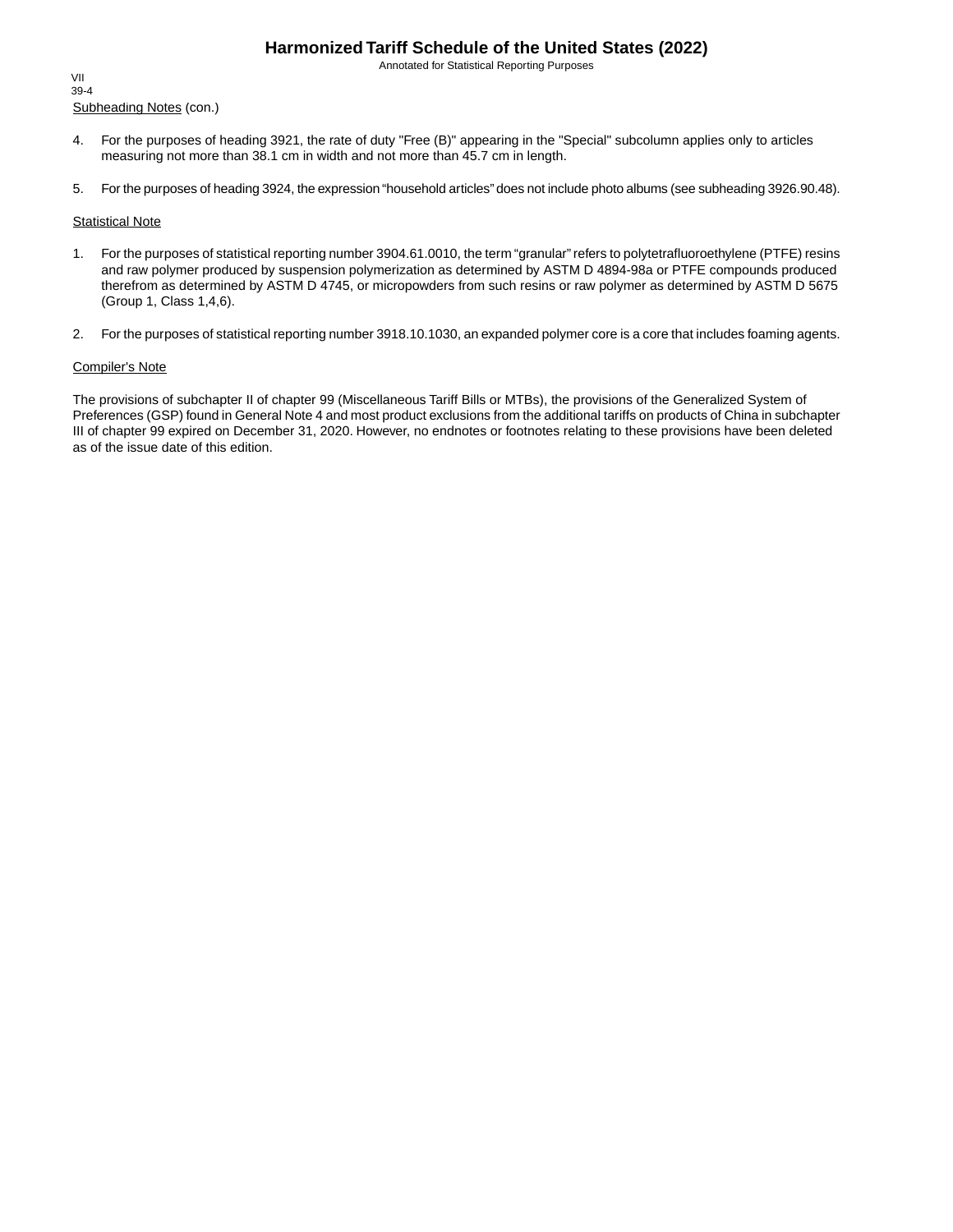Subheading Notes (con.)

4. For the purposes of heading 3921, the rate of duty "Free (B)" appearing in the "Special" subcolumn applies only to articles measuring not more than 38.1 cm in width and not more than 45.7 cm in length.

5. For the purposes of heading 3924, the expression “household articles” does not include photo albums (see subheading 3926.90.48).

Statistical Note

1. For the purposes of statistical reporting number 3904.61.0010, the term “granular” refers to polytetrafluoroethylene (PTFE) resins and raw polymer produced by suspension polymerization as determined by ASTM D 4894-98a or PTFE compounds produced therefrom as determined by ASTM D 4745, or micropowders from such resins or raw polymer as determined by ASTM D 5675 (Group 1, Class 1,4,6).

2. For the purposes of statistical reporting number 3918.10.1030, an expanded polymer core is a core that includes foaming agents.

Compiler's Note

The provisions of subchapter II of chapter 99 (Miscellaneous Tariff Bills or MTBs), the provisions of the Generalized System of Preferences (GSP) found in General Note 4 and most product exclusions from the additional tariffs on products of China in subchapter III of chapter 99 expired on December 31, 2020. However, no endnotes or footnotes relating to these provisions have been deleted as of the issue date of this edition.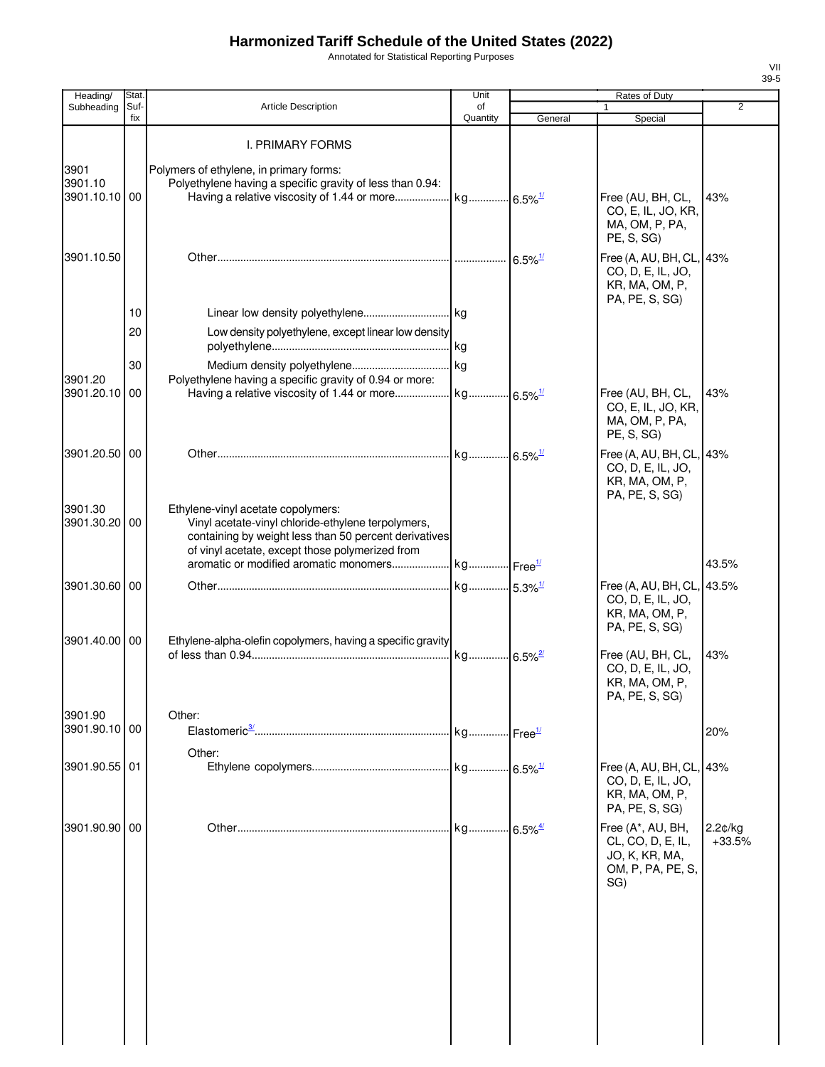# Harmonized Tariff Schedule of the United States (2022)

Annotated for Statistical Reporting Purposes

| Heading/ Subheading | Stat. Suf- fix | Article Description | Unit of Quantity | Rates of Duty 1 General | Special | 2 |
|---|---|---|---|---|---|---|
| | | I. PRIMARY FORMS | | | | |
| 3901 | | Polymers of ethylene, in primary forms: | | | | |
| 3901.10 | | Polyethylene having a specific gravity of less than 0.94: | | | | |
| 3901.10.10 | 00 | Having a relative viscosity of 1.44 or more | kg | 6.5%[1/] | Free (AU, BH, CL, CO, E, IL, JO, KR, MA, OM, P, PA, PE, S, SG) | 43% |
| 3901.10.50 | | Other | | 6.5%[1/] | Free (A, AU, BH, CL, CO, D, E, IL, JO, KR, MA, OM, P, PA, PE, S, SG) | 43% |
| | 10 | Linear low density polyethylene | kg | | | |
| | 20 | Low density polyethylene, except linear low density polyethylene | kg | | | |
| | 30 | Medium density polyethylene | kg | | | |
| 3901.20 | | Polyethylene having a specific gravity of 0.94 or more: | | | | |
| 3901.20.10 | 00 | Having a relative viscosity of 1.44 or more | kg | 6.5%[1/] | Free (AU, BH, CL, CO, E, IL, JO, KR, MA, OM, P, PA, PE, S, SG) | 43% |
| 3901.20.50 | 00 | Other | kg | 6.5%[1/] | Free (A, AU, BH, CL, CO, D, E, IL, JO, KR, MA, OM, P, PA, PE, S, SG) | 43% |
| 3901.30 | | Ethylene-vinyl acetate copolymers: | | | | |
| 3901.30.20 | 00 | Vinyl acetate-vinyl chloride-ethylene terpolymers, containing by weight less than 50 percent derivatives of vinyl acetate, except those polymerized from aromatic or modified aromatic monomers | kg | Free[1/] | | 43.5% |
| 3901.30.60 | 00 | Other | kg | 5.3%[1/] | Free (A, AU, BH, CL, CO, D, E, IL, JO, KR, MA, OM, P, PA, PE, S, SG) | 43.5% |
| 3901.40.00 | 00 | Ethylene-alpha-olefin copolymers, having a specific gravity of less than 0.94 | kg | 6.5%[2/] | Free (AU, BH, CL, CO, D, E, IL, JO, KR, MA, OM, P, PA, PE, S, SG) | 43% |
| 3901.90 | | Other: | | | | |
| 3901.90.10 | 00 | Elastomeric[3/] | kg | Free[1/] | | 20% |
| | | Other: | | | | |
| 3901.90.55 | 01 | Ethylene copolymers | kg | 6.5%[1/] | Free (A, AU, BH, CL, CO, D, E, IL, JO, KR, MA, OM, P, PA, PE, S, SG) | 43% |
| 3901.90.90 | 00 | Other | kg | 6.5%[4/] | Free (A*, AU, BH, CL, CO, D, E, IL, JO, K, KR, MA, OM, P, PA, PE, S, SG) | 2.2¢/kg +33.5% |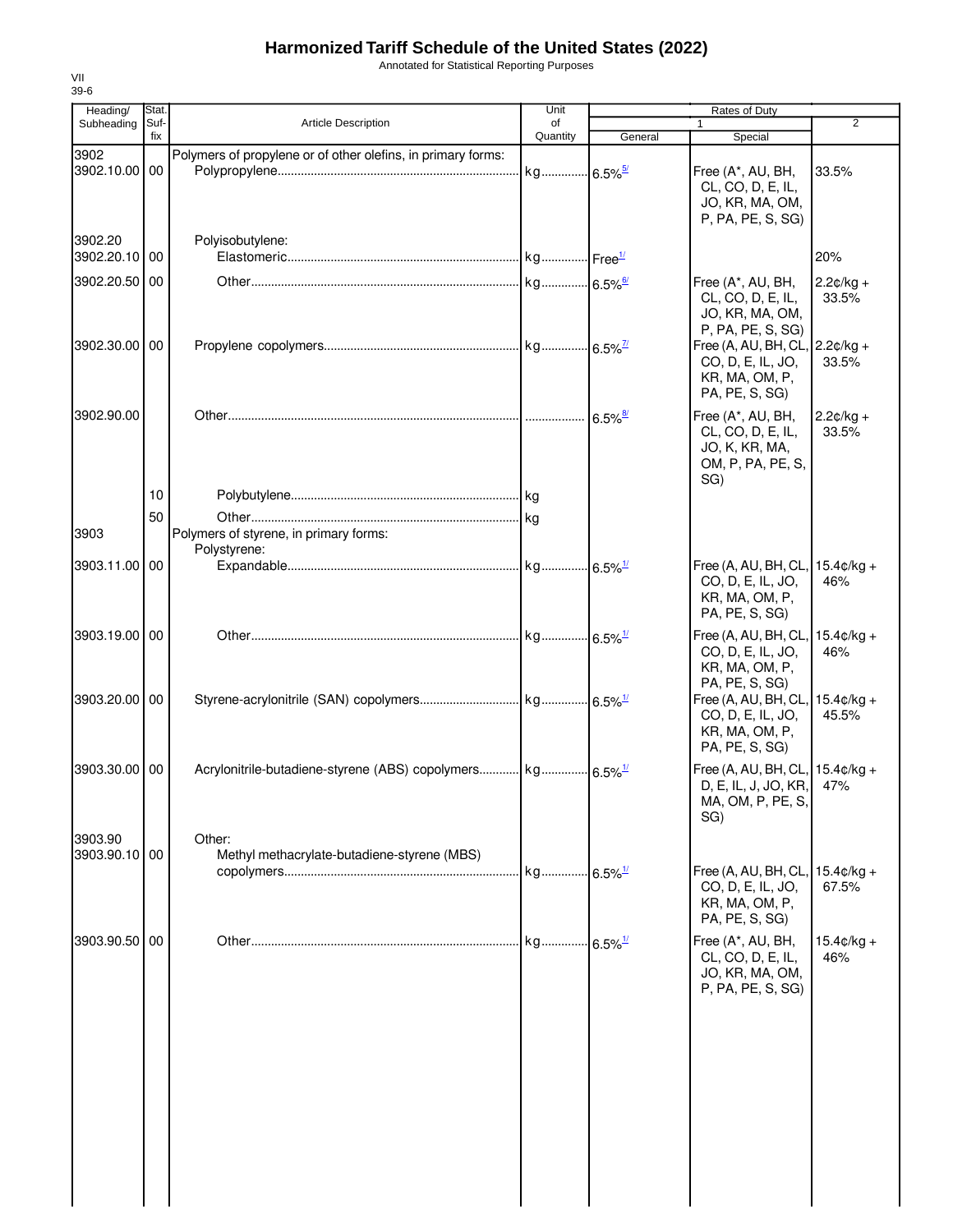# Harmonized Tariff Schedule of the United States (2022)

Annotated for Statistical Reporting Purposes

VII
39-6

| Heading/ Subheading | Stat. Suf- fix | Article Description | Unit of Quantity | Rates of Duty 1 General | Special | 2 |
|---|---|---|---|---|---|---|
| 3902 | | Polymers of propylene or of other olefins, in primary forms: | | | | |
| 3902.10.00 | 00 | Polypropylene | kg | 6.5%[5/] | Free (A*, AU, BH, CL, CO, D, E, IL, JO, KR, MA, OM, P, PA, PE, S, SG) | 33.5% |
| 3902.20 | | Polyisobutylene: | | | | |
| 3902.20.10 | 00 | Elastomeric | kg | Free[1/] | | 20% |
| 3902.20.50 | 00 | Other | kg | 6.5%[6/] | Free (A*, AU, BH, CL, CO, D, E, IL, JO, KR, MA, OM, P, PA, PE, S, SG) | 2.2¢/kg + 33.5% |
| 3902.30.00 | 00 | Propylene copolymers | kg | 6.5%[7/] | Free (A, AU, BH, CL, CO, D, E, IL, JO, KR, MA, OM, P, PA, PE, S, SG) | 2.2¢/kg + 33.5% |
| 3902.90.00 | | Other | | 6.5%[8/] | Free (A*, AU, BH, CL, CO, D, E, IL, JO, K, KR, MA, OM, P, PA, PE, S, SG) | 2.2¢/kg + 33.5% |
| | 10 | Polybutylene | kg | | | |
| | 50 | Other | kg | | | |
| 3903 | | Polymers of styrene, in primary forms: | | | | |
| | | Polystyrene: | | | | |
| 3903.11.00 | 00 | Expandable | kg | 6.5%[1/] | Free (A, AU, BH, CL, CO, D, E, IL, JO, KR, MA, OM, P, PA, PE, S, SG) | 15.4¢/kg + 46% |
| 3903.19.00 | 00 | Other | kg | 6.5%[1/] | Free (A, AU, BH, CL, CO, D, E, IL, JO, KR, MA, OM, P, PA, PE, S, SG) | 15.4¢/kg + 46% |
| 3903.20.00 | 00 | Styrene-acrylonitrile (SAN) copolymers | kg | 6.5%[1/] | Free (A, AU, BH, CL, CO, D, E, IL, JO, KR, MA, OM, P, PA, PE, S, SG) | 15.4¢/kg + 45.5% |
| 3903.30.00 | 00 | Acrylonitrile-butadiene-styrene (ABS) copolymers | kg | 6.5%[1/] | Free (A, AU, BH, CL, D, E, IL, J, JO, KR, MA, OM, P, PE, S, SG) | 15.4¢/kg + 47% |
| 3903.90 | | Other: | | | | |
| 3903.90.10 | 00 | Methyl methacrylate-butadiene-styrene (MBS) copolymers | kg | 6.5%[1/] | Free (A, AU, BH, CL, CO, D, E, IL, JO, KR, MA, OM, P, PA, PE, S, SG) | 15.4¢/kg + 67.5% |
| 3903.90.50 | 00 | Other | kg | 6.5%[1/] | Free (A*, AU, BH, CL, CO, D, E, IL, JO, KR, MA, OM, P, PA, PE, S, SG) | 15.4¢/kg + 46% |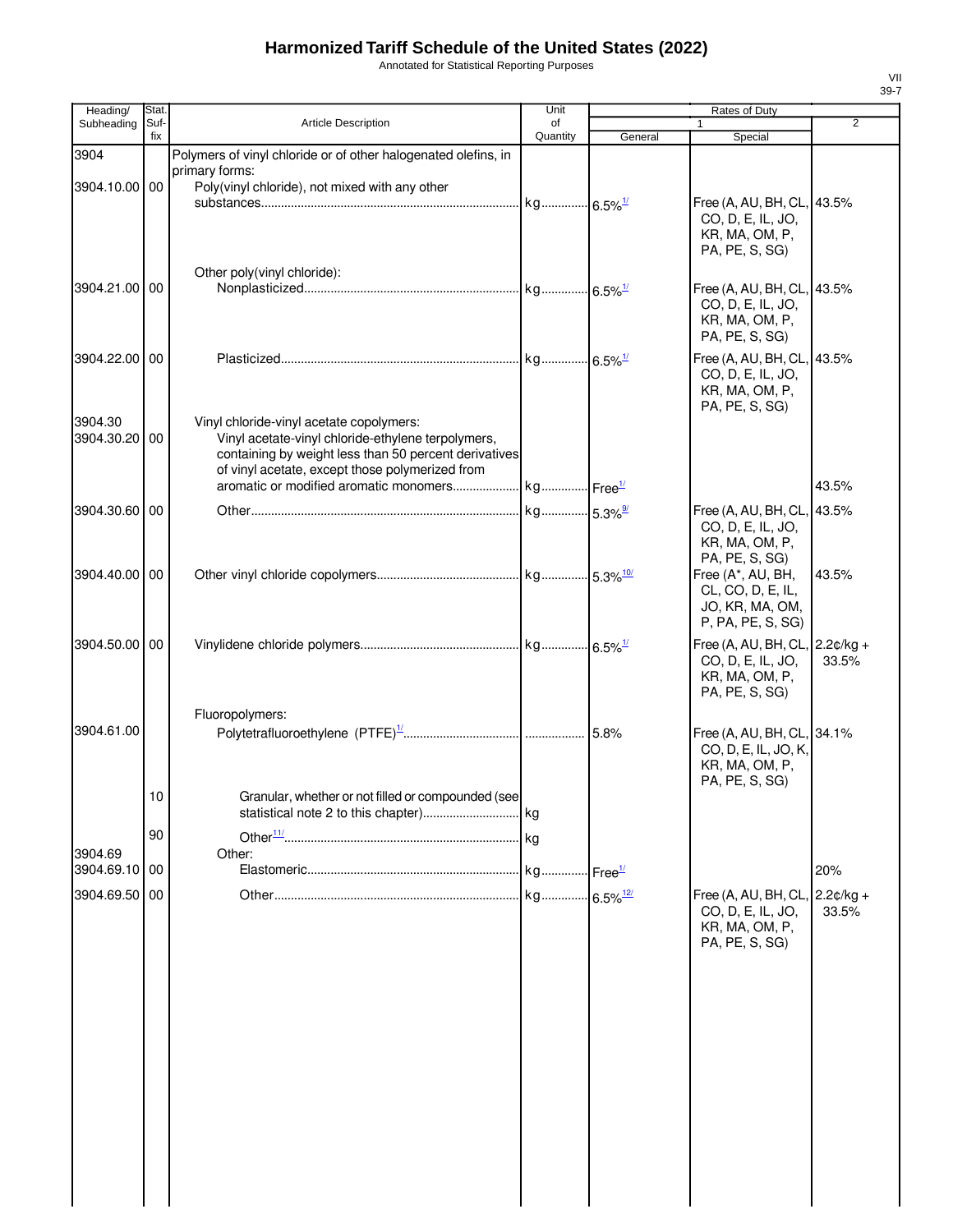# Harmonized Tariff Schedule of the United States (2022)

Annotated for Statistical Reporting Purposes

| Heading/ Subheading | Stat. Suf- fix | Article Description | Unit of Quantity | Rates of Duty 1 General | Special | 2 |
|---|---|---|---|---|---|---|
| 3904 | | Polymers of vinyl chloride or of other halogenated olefins, in primary forms: | | | | |
| 3904.10.00 | 00 | Poly(vinyl chloride), not mixed with any other substances | kg | 6.5%[1/] | Free (A, AU, BH, CL, CO, D, E, IL, JO, KR, MA, OM, P, PA, PE, S, SG) | 43.5% |
| | | Other poly(vinyl chloride): | | | | |
| 3904.21.00 | 00 | Nonplasticized | kg | 6.5%[1/] | Free (A, AU, BH, CL, CO, D, E, IL, JO, KR, MA, OM, P, PA, PE, S, SG) | 43.5% |
| 3904.22.00 | 00 | Plasticized | kg | 6.5%[1/] | Free (A, AU, BH, CL, CO, D, E, IL, JO, KR, MA, OM, P, PA, PE, S, SG) | 43.5% |
| 3904.30 | | Vinyl chloride-vinyl acetate copolymers: | | | | |
| 3904.30.20 | 00 | Vinyl acetate-vinyl chloride-ethylene terpolymers, containing by weight less than 50 percent derivatives of vinyl acetate, except those polymerized from aromatic or modified aromatic monomers | kg | Free[1/] | | 43.5% |
| 3904.30.60 | 00 | Other | kg | 5.3%[9/] | Free (A, AU, BH, CL, CO, D, E, IL, JO, KR, MA, OM, P, PA, PE, S, SG) | 43.5% |
| 3904.40.00 | 00 | Other vinyl chloride copolymers | kg | 5.3%[10/] | Free (A*, AU, BH, CL, CO, D, E, IL, JO, KR, MA, OM, P, PA, PE, S, SG) | 43.5% |
| 3904.50.00 | 00 | Vinylidene chloride polymers | kg | 6.5%[1/] | Free (A, AU, BH, CL, CO, D, E, IL, JO, KR, MA, OM, P, PA, PE, S, SG) | 2.2¢/kg + 33.5% |
| | | Fluoropolymers: | | | | |
| 3904.61.00 | | Polytetrafluoroethylene (PTFE)[1/] | | 5.8% | Free (A, AU, BH, CL, CO, D, E, IL, JO, K, KR, MA, OM, P, PA, PE, S, SG) | 34.1% |
| | 10 | Granular, whether or not filled or compounded (see statistical note 2 to this chapter) | kg | | | |
| | 90 | Other[11/] | kg | | | |
| 3904.69 | | Other: | | | | |
| 3904.69.10 | 00 | Elastomeric | kg | Free[1/] | | 20% |
| 3904.69.50 | 00 | Other | kg | 6.5%[12/] | Free (A, AU, BH, CL, CO, D, E, IL, JO, KR, MA, OM, P, PA, PE, S, SG) | 2.2¢/kg + 33.5% |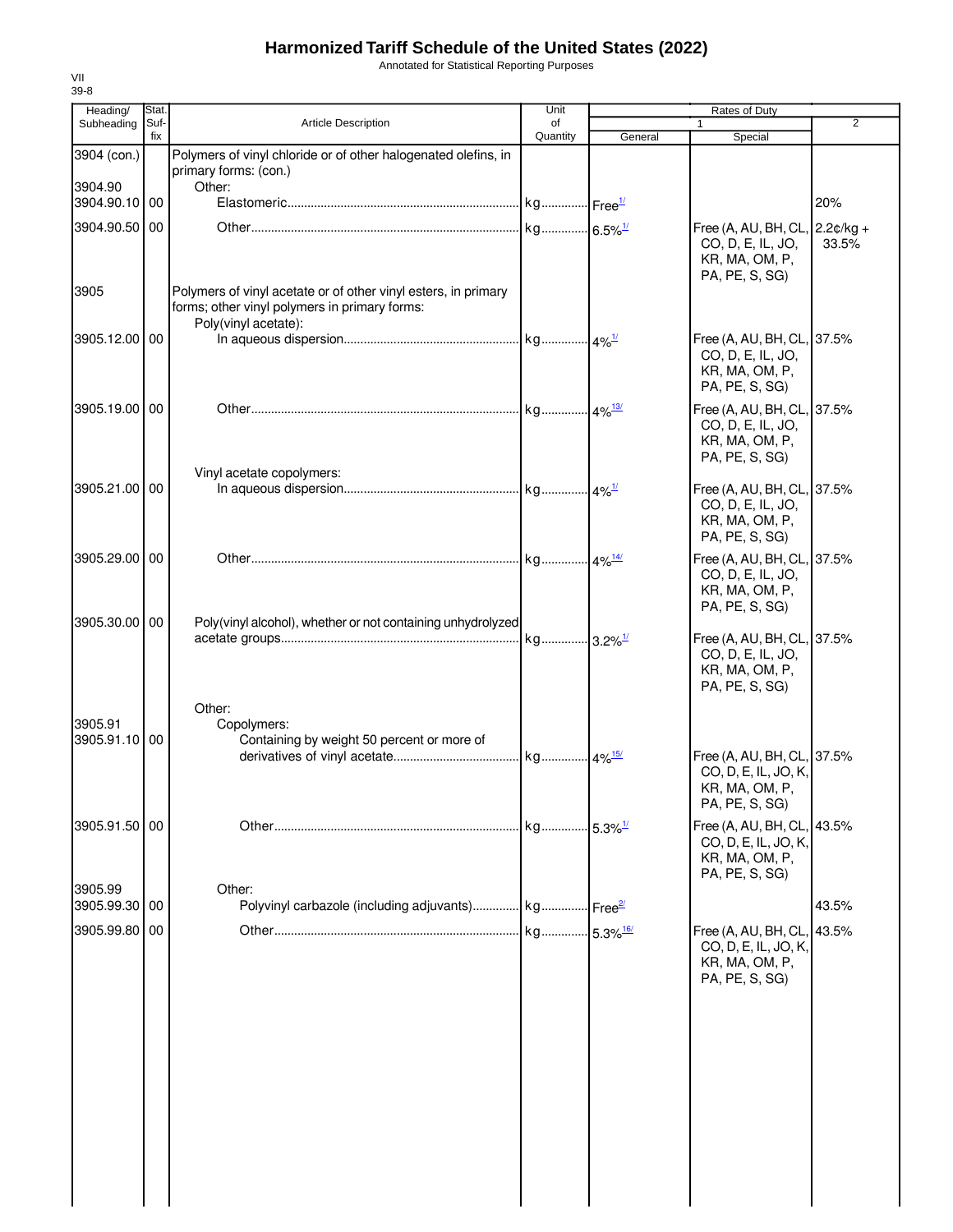# Harmonized Tariff Schedule of the United States (2022)

Annotated for Statistical Reporting Purposes

VII
39-8

| Heading/ Subheading | Stat. Suf- fix | Article Description | Unit of Quantity | Rates of Duty 1 General | Special | 2 |
|---|---|---|---|---|---|---|
| 3904 (con.) | | Polymers of vinyl chloride or of other halogenated olefins, in primary forms: (con.) | | | | |
| 3904.90 | | Other: | | | | |
| 3904.90.10 | 00 | Elastomeric | kg | Free[1/] | | 20% |
| 3904.90.50 | 00 | Other | kg | 6.5%[1/] | Free (A, AU, BH, CL, CO, D, E, IL, JO, KR, MA, OM, P, PA, PE, S, SG) | 2.2¢/kg + 33.5% |
| 3905 | | Polymers of vinyl acetate or of other vinyl esters, in primary forms; other vinyl polymers in primary forms: | | | | |
| | | Poly(vinyl acetate): | | | | |
| 3905.12.00 | 00 | In aqueous dispersion | kg | 4%[1/] | Free (A, AU, BH, CL, CO, D, E, IL, JO, KR, MA, OM, P, PA, PE, S, SG) | 37.5% |
| 3905.19.00 | 00 | Other | kg | 4%[13/] | Free (A, AU, BH, CL, CO, D, E, IL, JO, KR, MA, OM, P, PA, PE, S, SG) | 37.5% |
| | | Vinyl acetate copolymers: | | | | |
| 3905.21.00 | 00 | In aqueous dispersion | kg | 4%[1/] | Free (A, AU, BH, CL, CO, D, E, IL, JO, KR, MA, OM, P, PA, PE, S, SG) | 37.5% |
| 3905.29.00 | 00 | Other | kg | 4%[14/] | Free (A, AU, BH, CL, CO, D, E, IL, JO, KR, MA, OM, P, PA, PE, S, SG) | 37.5% |
| 3905.30.00 | 00 | Poly(vinyl alcohol), whether or not containing unhydrolyzed acetate groups | kg | 3.2%[1/] | Free (A, AU, BH, CL, CO, D, E, IL, JO, KR, MA, OM, P, PA, PE, S, SG) | 37.5% |
| | | Other: | | | | |
| 3905.91 | | Copolymers: | | | | |
| 3905.91.10 | 00 | Containing by weight 50 percent or more of derivatives of vinyl acetate | kg | 4%[15/] | Free (A, AU, BH, CL, CO, D, E, IL, JO, K, KR, MA, OM, P, PA, PE, S, SG) | 37.5% |
| 3905.91.50 | 00 | Other | kg | 5.3%[1/] | Free (A, AU, BH, CL, CO, D, E, IL, JO, K, KR, MA, OM, P, PA, PE, S, SG) | 43.5% |
| 3905.99 | | Other: | | | | |
| 3905.99.30 | 00 | Polyvinyl carbazole (including adjuvants) | kg | Free[2/] | | 43.5% |
| 3905.99.80 | 00 | Other | kg | 5.3%[16/] | Free (A, AU, BH, CL, CO, D, E, IL, JO, K, KR, MA, OM, P, PA, PE, S, SG) | 43.5% |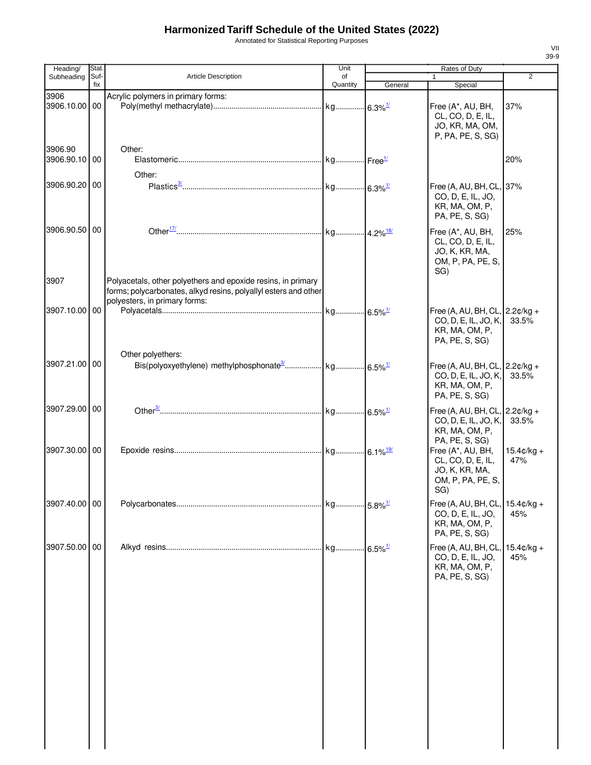# Harmonized Tariff Schedule of the United States (2022)

Annotated for Statistical Reporting Purposes

VII
39-9

| Heading/ Subheading | Stat. Suf- fix | Article Description | Unit of Quantity | Rates of Duty 1 General | Rates of Duty 1 Special | Rates of Duty 2 |
|---|---|---|---|---|---|---|
| 3906 | | Acrylic polymers in primary forms: | | | | |
| 3906.10.00 | 00 | Poly(methyl methacrylate) | kg | 6.3%[1/] | Free (A*, AU, BH, CL, CO, D, E, IL, JO, KR, MA, OM, P, PA, PE, S, SG) | 37% |
| 3906.90 | | Other: | | | | |
| 3906.90.10 | 00 | Elastomeric | kg | Free[1/] | | 20% |
| | | Other: | | | | |
| 3906.90.20 | 00 | Plastics[3/] | kg | 6.3%[1/] | Free (A, AU, BH, CL, CO, D, E, IL, JO, KR, MA, OM, P, PA, PE, S, SG) | 37% |
| 3906.90.50 | 00 | Other[17/] | kg | 4.2%[18/] | Free (A*, AU, BH, CL, CO, D, E, IL, JO, K, KR, MA, OM, P, PA, PE, S, SG) | 25% |
| 3907 | | Polyacetals, other polyethers and epoxide resins, in primary forms; polycarbonates, alkyd resins, polyallyl esters and other polyesters, in primary forms: | | | | |
| 3907.10.00 | 00 | Polyacetals | kg | 6.5%[1/] | Free (A, AU, BH, CL, CO, D, E, IL, JO, K, KR, MA, OM, P, PA, PE, S, SG) | 2.2¢/kg + 33.5% |
| | | Other polyethers: | | | | |
| 3907.21.00 | 00 | Bis(polyoxyethylene) methylphosphonate[3/] | kg | 6.5%[1/] | Free (A, AU, BH, CL, CO, D, E, IL, JO, K, KR, MA, OM, P, PA, PE, S, SG) | 2.2¢/kg + 33.5% |
| 3907.29.00 | 00 | Other[3/] | kg | 6.5%[1/] | Free (A, AU, BH, CL, CO, D, E, IL, JO, K, KR, MA, OM, P, PA, PE, S, SG) | 2.2¢/kg + 33.5% |
| 3907.30.00 | 00 | Epoxide resins | kg | 6.1%[19/] | Free (A*, AU, BH, CL, CO, D, E, IL, JO, K, KR, MA, OM, P, PA, PE, S, SG) | 15.4¢/kg + 47% |
| 3907.40.00 | 00 | Polycarbonates | kg | 5.8%[1/] | Free (A, AU, BH, CL, CO, D, E, IL, JO, KR, MA, OM, P, PA, PE, S, SG) | 15.4¢/kg + 45% |
| 3907.50.00 | 00 | Alkyd resins | kg | 6.5%[1/] | Free (A, AU, BH, CL, CO, D, E, IL, JO, KR, MA, OM, P, PA, PE, S, SG) | 15.4¢/kg + 45% |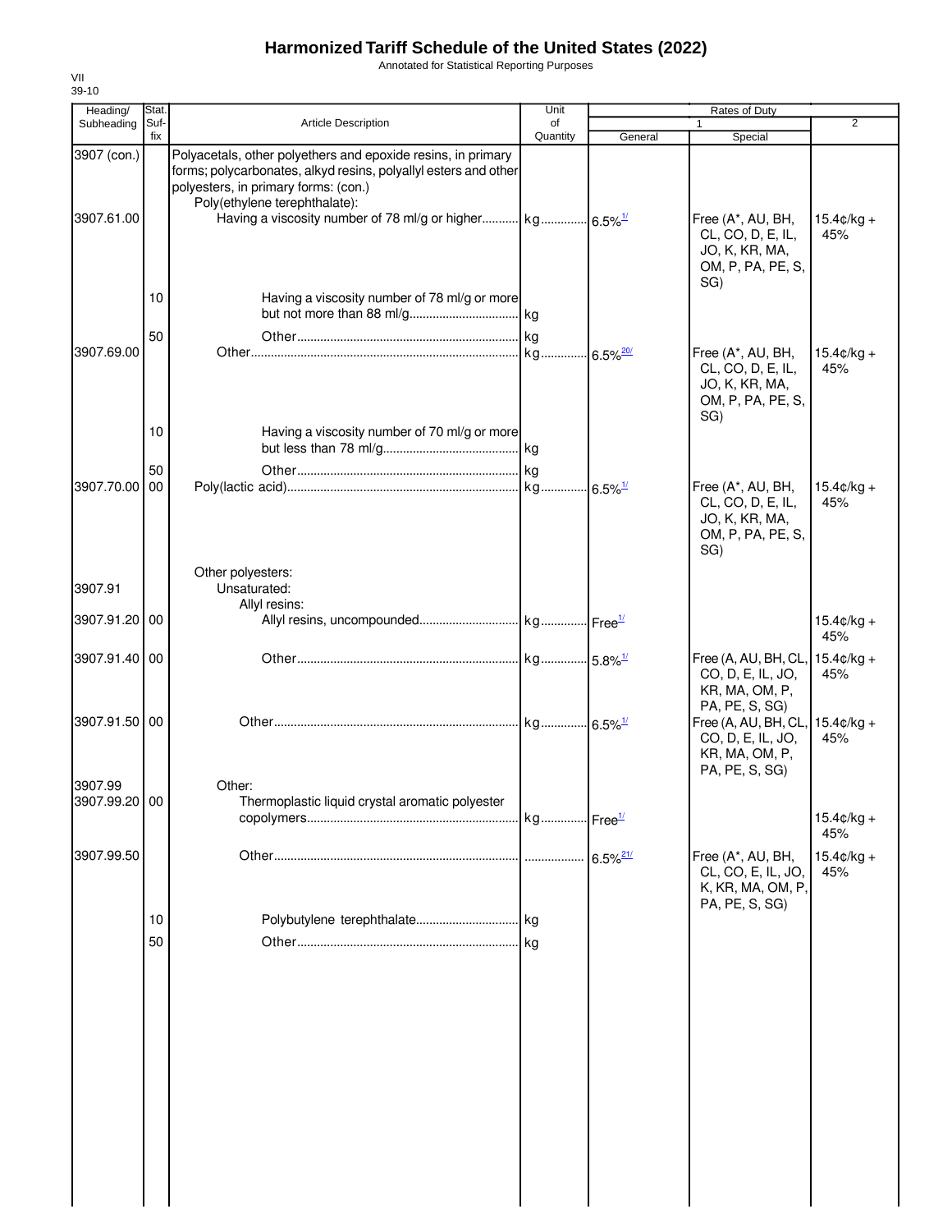# Harmonized Tariff Schedule of the United States (2022)

Annotated for Statistical Reporting Purposes

VII
39-10

| Heading/ Subheading | Stat. Suf-fix | Article Description | Unit of Quantity | Rates of Duty 1 General | Special | 2 |
|---|---|---|---|---|---|---|
| 3907 (con.) | | Polyacetals, other polyethers and epoxide resins, in primary forms; polycarbonates, alkyd resins, polyallyl esters and other polyesters, in primary forms: (con.) | | | | |
| | | Poly(ethylene terephthalate): | | | | |
| 3907.61.00 | | Having a viscosity number of 78 ml/g or higher | kg | 6.5%[1/] | Free (A*, AU, BH, CL, CO, D, E, IL, JO, K, KR, MA, OM, P, PA, PE, S, SG) | 15.4¢/kg + 45% |
| | 10 | Having a viscosity number of 78 ml/g or more but not more than 88 ml/g | kg | | | |
| | 50 | Other | kg | | | |
| 3907.69.00 | | Other | kg | 6.5%[20/] | Free (A*, AU, BH, CL, CO, D, E, IL, JO, K, KR, MA, OM, P, PA, PE, S, SG) | 15.4¢/kg + 45% |
| | 10 | Having a viscosity number of 70 ml/g or more but less than 78 ml/g | kg | | | |
| | 50 | Other | kg | | | |
| 3907.70.00 | 00 | Poly(lactic acid) | kg | 6.5%[1/] | Free (A*, AU, BH, CL, CO, D, E, IL, JO, K, KR, MA, OM, P, PA, PE, S, SG) | 15.4¢/kg + 45% |
| | | Other polyesters: | | | | |
| 3907.91 | | Unsaturated: | | | | |
| | | Allyl resins: | | | | |
| 3907.91.20 | 00 | Allyl resins, uncompounded | kg | Free[1/] | | 15.4¢/kg + 45% |
| 3907.91.40 | 00 | Other | kg | 5.8%[1/] | Free (A, AU, BH, CL, CO, D, E, IL, JO, KR, MA, OM, P, PA, PE, S, SG) | 15.4¢/kg + 45% |
| 3907.91.50 | 00 | Other | kg | 6.5%[1/] | Free (A, AU, BH, CL, CO, D, E, IL, JO, KR, MA, OM, P, PA, PE, S, SG) | 15.4¢/kg + 45% |
| 3907.99 | | Other: | | | | |
| 3907.99.20 | 00 | Thermoplastic liquid crystal aromatic polyester copolymers | kg | Free[1/] | | 15.4¢/kg + 45% |
| 3907.99.50 | | Other | | 6.5%[21/] | Free (A*, AU, BH, CL, CO, E, IL, JO, K, KR, MA, OM, P, PA, PE, S, SG) | 15.4¢/kg + 45% |
| | 10 | Polybutylene terephthalate | kg | | | |
| | 50 | Other | kg | | | |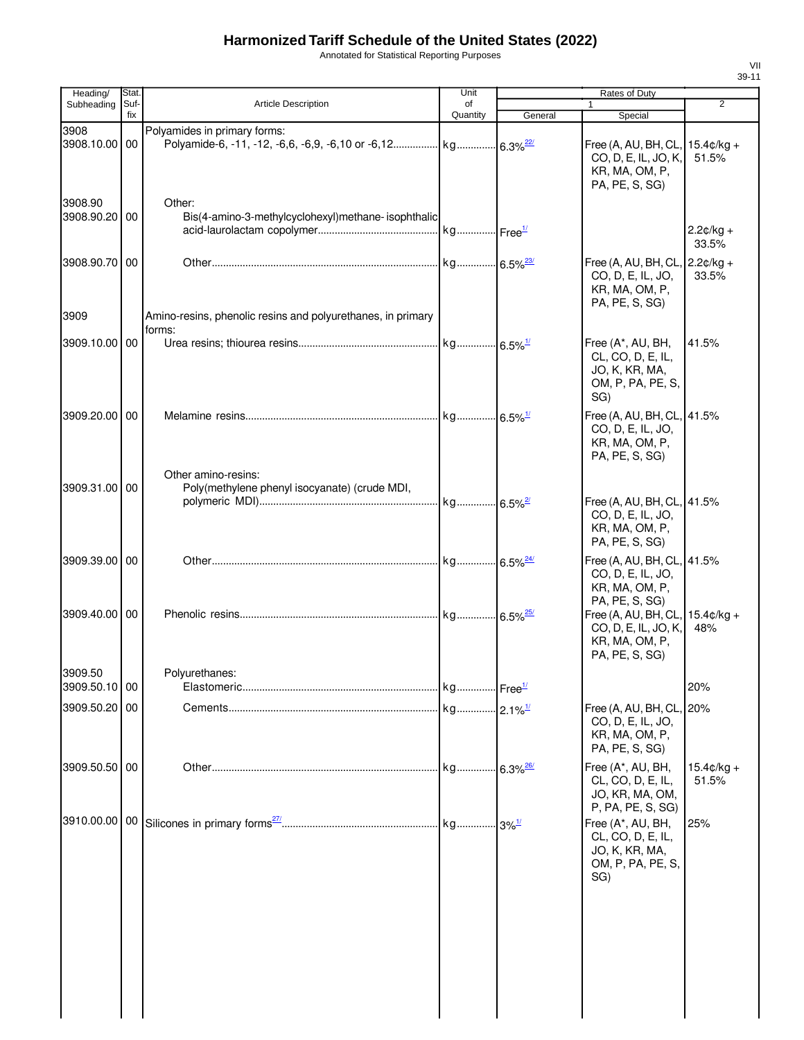# Harmonized Tariff Schedule of the United States (2022)

Annotated for Statistical Reporting Purposes

| Heading/ Subheading | Stat. Suffix | Article Description | Unit of Quantity | Rates of Duty 1 General | Rates of Duty 1 Special | Rates of Duty 2 |
|---|---|---|---|---|---|---|
| 3908 | | Polyamides in primary forms: | | | | |
| 3908.10.00 | 00 | Polyamide-6, -11, -12, -6,6, -6,9, -6,10 or -6,12 | kg | 6.3%[22/] | Free (A, AU, BH, CL, CO, D, E, IL, JO, K, KR, MA, OM, P, PA, PE, S, SG) | 15.4¢/kg + 51.5% |
| 3908.90 | | Other: | | | | |
| 3908.90.20 | 00 | Bis(4-amino-3-methylcyclohexyl)methane- isophthalic acid-laurolactam copolymer | kg | Free[1/] | | 2.2¢/kg + 33.5% |
| 3908.90.70 | 00 | Other | kg | 6.5%[23/] | Free (A, AU, BH, CL, CO, D, E, IL, JO, KR, MA, OM, P, PA, PE, S, SG) | 2.2¢/kg + 33.5% |
| 3909 | | Amino-resins, phenolic resins and polyurethanes, in primary forms: | | | | |
| 3909.10.00 | 00 | Urea resins; thiourea resins | kg | 6.5%[1/] | Free (A*, AU, BH, CL, CO, D, E, IL, JO, K, KR, MA, OM, P, PA, PE, S, SG) | 41.5% |
| 3909.20.00 | 00 | Melamine resins | kg | 6.5%[1/] | Free (A, AU, BH, CL, CO, D, E, IL, JO, KR, MA, OM, P, PA, PE, S, SG) | 41.5% |
| | | Other amino-resins: | | | | |
| 3909.31.00 | 00 | Poly(methylene phenyl isocyanate) (crude MDI, polymeric MDI) | kg | 6.5%[2/] | Free (A, AU, BH, CL, CO, D, E, IL, JO, KR, MA, OM, P, PA, PE, S, SG) | 41.5% |
| 3909.39.00 | 00 | Other | kg | 6.5%[24/] | Free (A, AU, BH, CL, CO, D, E, IL, JO, KR, MA, OM, P, PA, PE, S, SG) | 41.5% |
| 3909.40.00 | 00 | Phenolic resins | kg | 6.5%[25/] | Free (A, AU, BH, CL, CO, D, E, IL, JO, K, KR, MA, OM, P, PA, PE, S, SG) | 15.4¢/kg + 48% |
| 3909.50 | | Polyurethanes: | | | | |
| 3909.50.10 | 00 | Elastomeric | kg | Free[1/] | | 20% |
| 3909.50.20 | 00 | Cements | kg | 2.1%[1/] | Free (A, AU, BH, CL, CO, D, E, IL, JO, KR, MA, OM, P, PA, PE, S, SG) | 20% |
| 3909.50.50 | 00 | Other | kg | 6.3%[26/] | Free (A*, AU, BH, CL, CO, D, E, IL, JO, KR, MA, OM, P, PA, PE, S, SG) | 15.4¢/kg + 51.5% |
| 3910.00.00 | 00 | Silicones in primary forms[27/] | kg | 3%[1/] | Free (A*, AU, BH, CL, CO, D, E, IL, JO, K, KR, MA, OM, P, PA, PE, S, SG) | 25% |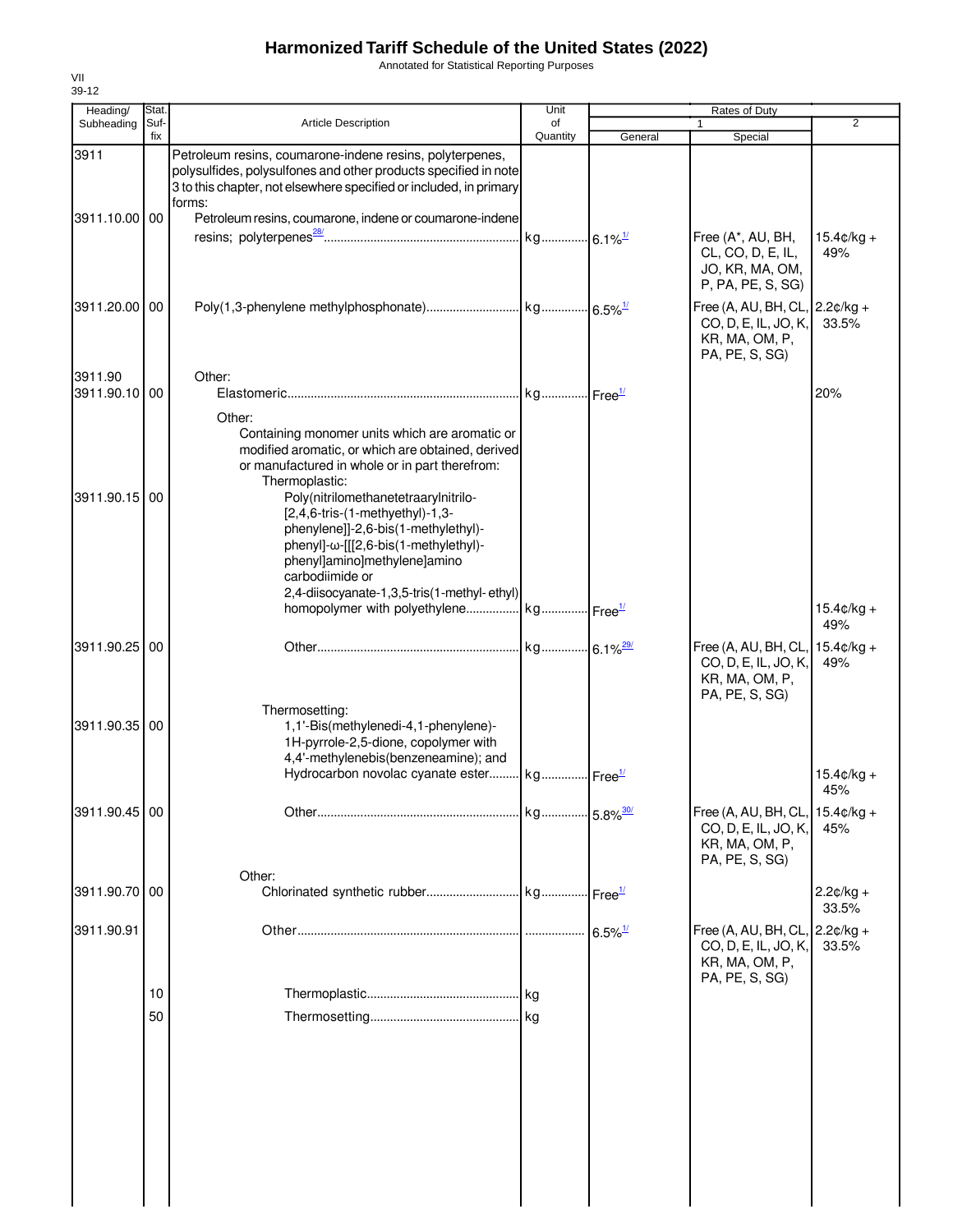# Harmonized Tariff Schedule of the United States (2022)

Annotated for Statistical Reporting Purposes

VII
39-12

| Heading/ Subheading | Stat. Suf- fix | Article Description | Unit of Quantity | Rates of Duty 1 General | Special | 2 |
|---|---|---|---|---|---|---|
| 3911 | | Petroleum resins, coumarone-indene resins, polyterpenes, polysulfides, polysulfones and other products specified in note 3 to this chapter, not elsewhere specified or included, in primary forms: | | | | |
| 3911.10.00 | 00 | Petroleum resins, coumarone, indene or coumarone-indene resins; polyterpenes[28/] | kg | 6.1%[1/] | Free (A*, AU, BH, CL, CO, D, E, IL, JO, KR, MA, OM, P, PA, PE, S, SG) | 15.4¢/kg + 49% |
| 3911.20.00 | 00 | Poly(1,3-phenylene methylphosphonate) | kg | 6.5%[1/] | Free (A, AU, BH, CL, CO, D, E, IL, JO, K, KR, MA, OM, P, PA, PE, S, SG) | 2.2¢/kg + 33.5% |
| 3911.90 | | Other: | | | | |
| 3911.90.10 | 00 | Elastomeric | kg | Free[1/] | | 20% |
| | | Other: | | | | |
| | | Containing monomer units which are aromatic or modified aromatic, or which are obtained, derived or manufactured in whole or in part therefrom: | | | | |
| | | Thermoplastic: | | | | |
| 3911.90.15 | 00 | Poly(nitrilomethanetetraarylnitrilo-[2,4,6-tris-(1-methyethyl)-1,3-phenylene]]-2,6-bis(1-methylethyl)-phenyl]-ω-[[[2,6-bis(1-methylethyl)-phenyl]amino]methylene]amino carbodiimide or 2,4-diisocyanate-1,3,5-tris(1-methyl- ethyl) homopolymer with polyethylene | kg | Free[1/] | | 15.4¢/kg + 49% |
| 3911.90.25 | 00 | Other | kg | 6.1%[29/] | Free (A, AU, BH, CL, CO, D, E, IL, JO, K, KR, MA, OM, P, PA, PE, S, SG) | 15.4¢/kg + 49% |
| | | Thermosetting: | | | | |
| 3911.90.35 | 00 | 1,1'-Bis(methylenedi-4,1-phenylene)-1H-pyrrole-2,5-dione, copolymer with 4,4'-methylenebis(benzeneamine); and Hydrocarbon novolac cyanate ester | kg | Free[1/] | | 15.4¢/kg + 45% |
| 3911.90.45 | 00 | Other | kg | 5.8%[30/] | Free (A, AU, BH, CL, CO, D, E, IL, JO, K, KR, MA, OM, P, PA, PE, S, SG) | 15.4¢/kg + 45% |
| | | Other: | | | | |
| 3911.90.70 | 00 | Chlorinated synthetic rubber | kg | Free[1/] | | 2.2¢/kg + 33.5% |
| 3911.90.91 | | Other | | 6.5%[1/] | Free (A, AU, BH, CL, CO, D, E, IL, JO, K, KR, MA, OM, P, PA, PE, S, SG) | 2.2¢/kg + 33.5% |
| | 10 | Thermoplastic | kg | | | |
| | 50 | Thermosetting | kg | | | |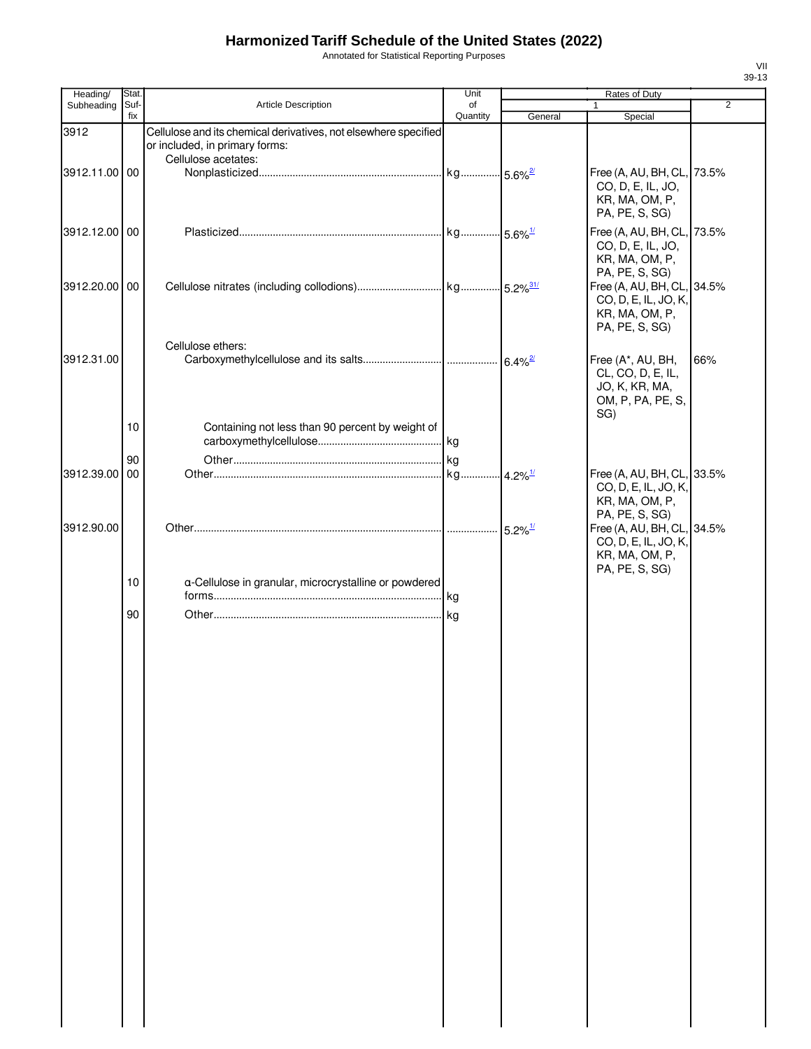# Harmonized Tariff Schedule of the United States (2022)

Annotated for Statistical Reporting Purposes

VII
39-13

| Heading/ Subheading | Stat. Suf- fix | Article Description | Unit of Quantity | Rates of Duty 1 General | Special | 2 |
|---|---|---|---|---|---|---|
| 3912 | | Cellulose and its chemical derivatives, not elsewhere specified or included, in primary forms: | | | | |
| | | Cellulose acetates: | | | | |
| 3912.11.00 | 00 | Nonplasticized | kg | 5.6%[2/] | Free (A, AU, BH, CL, CO, D, E, IL, JO, KR, MA, OM, P, PA, PE, S, SG) | 73.5% |
| 3912.12.00 | 00 | Plasticized | kg | 5.6%[1/] | Free (A, AU, BH, CL, CO, D, E, IL, JO, KR, MA, OM, P, PA, PE, S, SG) | 73.5% |
| 3912.20.00 | 00 | Cellulose nitrates (including collodions) | kg | 5.2%[31/] | Free (A, AU, BH, CL, CO, D, E, IL, JO, K, KR, MA, OM, P, PA, PE, S, SG) | 34.5% |
| | | Cellulose ethers: | | | | |
| 3912.31.00 | | Carboxymethylcellulose and its salts | | 6.4%[2/] | Free (A*, AU, BH, CL, CO, D, E, IL, JO, K, KR, MA, OM, P, PA, PE, S, SG) | 66% |
| | 10 | Containing not less than 90 percent by weight of carboxymethylcellulose | kg | | | |
| | 90 | Other | kg | | | |
| 3912.39.00 | 00 | Other | kg | 4.2%[1/] | Free (A, AU, BH, CL, CO, D, E, IL, JO, K, KR, MA, OM, P, PA, PE, S, SG) | 33.5% |
| 3912.90.00 | | Other | | 5.2%[1/] | Free (A, AU, BH, CL, CO, D, E, IL, JO, K, KR, MA, OM, P, PA, PE, S, SG) | 34.5% |
| | 10 | α-Cellulose in granular, microcrystalline or powdered forms | kg | | | |
| | 90 | Other | kg | | | |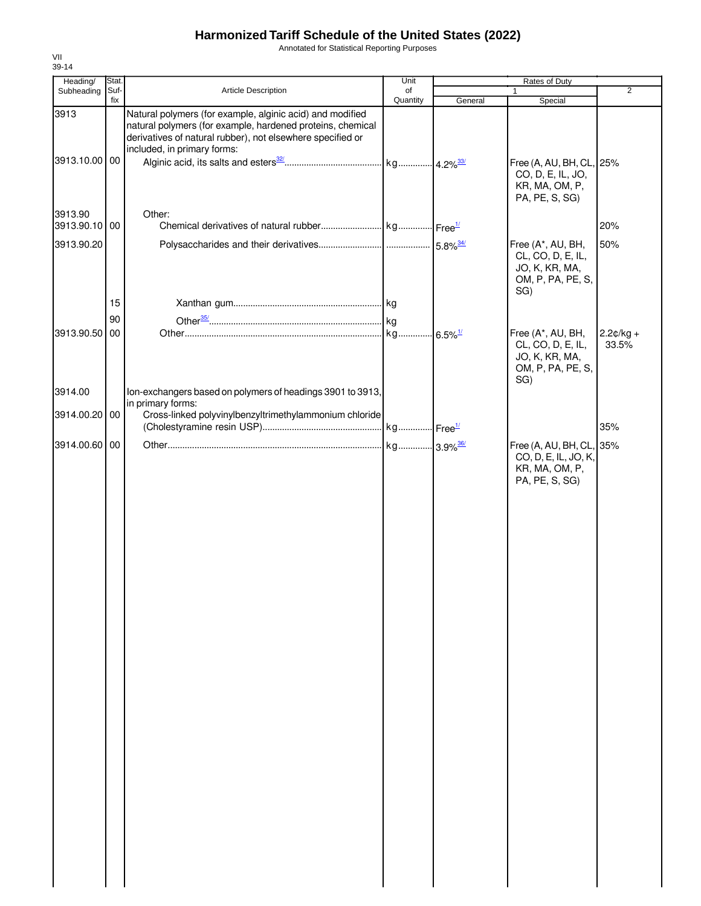# Harmonized Tariff Schedule of the United States (2022)

Annotated for Statistical Reporting Purposes

VII
39-14

| Heading/ Subheading | Stat. Suf- fix | Article Description | Unit of Quantity | Rates of Duty 1 General | Special | 2 |
|---|---|---|---|---|---|---|
| 3913 | | Natural polymers (for example, alginic acid) and modified natural polymers (for example, hardened proteins, chemical derivatives of natural rubber), not elsewhere specified or included, in primary forms: | | | | |
| 3913.10.00 | 00 | Alginic acid, its salts and esters[32/] | kg | 4.2%[33/] | Free (A, AU, BH, CL, CO, D, E, IL, JO, KR, MA, OM, P, PA, PE, S, SG) | 25% |
| 3913.90 | | Other: | | | | |
| 3913.90.10 | 00 | Chemical derivatives of natural rubber | kg | Free[1/] | | 20% |
| 3913.90.20 | | Polysaccharides and their derivatives | | 5.8%[34/] | Free (A*, AU, BH, CL, CO, D, E, IL, JO, K, KR, MA, OM, P, PA, PE, S, SG) | 50% |
| | 15 | Xanthan gum | kg | | | |
| | 90 | Other[35/] | kg | | | |
| 3913.90.50 | 00 | Other | kg | 6.5%[1/] | Free (A*, AU, BH, CL, CO, D, E, IL, JO, K, KR, MA, OM, P, PA, PE, S, SG) | 2.2¢/kg + 33.5% |
| 3914.00 | | Ion-exchangers based on polymers of headings 3901 to 3913, in primary forms: | | | | |
| 3914.00.20 | 00 | Cross-linked polyvinylbenzyltrimethylammonium chloride (Cholestyramine resin USP) | kg | Free[1/] | | 35% |
| 3914.00.60 | 00 | Other | kg | 3.9%[36/] | Free (A, AU, BH, CL, CO, D, E, IL, JO, K, KR, MA, OM, P, PA, PE, S, SG) | 35% |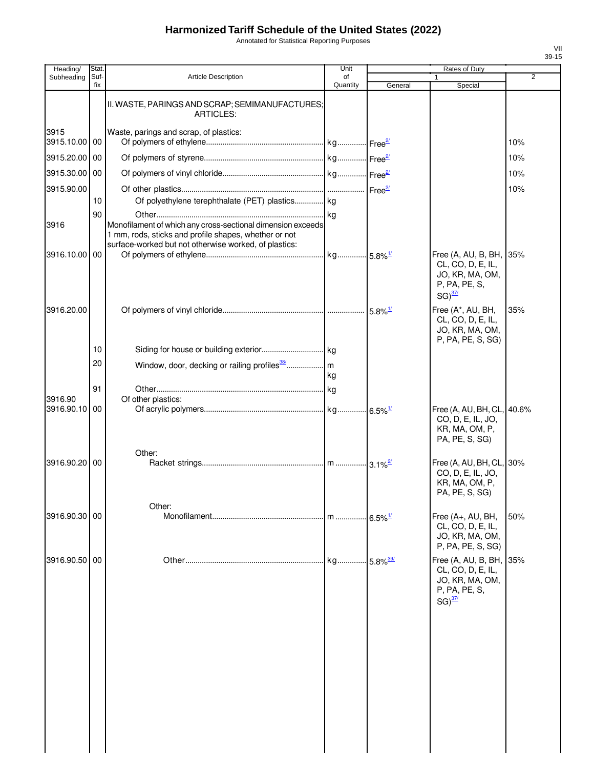# Harmonized Tariff Schedule of the United States (2022)

Annotated for Statistical Reporting Purposes

| Heading/ Subheading | Stat. Suf- fix | Article Description | Unit of Quantity | Rates of Duty 1 General | Special | 2 |
|---|---|---|---|---|---|---|
| | | II. WASTE, PARINGS AND SCRAP; SEMIMANUFACTURES; ARTICLES: | | | | |
| 3915 | | Waste, parings and scrap, of plastics: | | | | |
| 3915.10.00 | 00 | Of polymers of ethylene | kg | Free[2/] | | 10% |
| 3915.20.00 | 00 | Of polymers of styrene | kg | Free[2/] | | 10% |
| 3915.30.00 | 00 | Of polymers of vinyl chloride | kg | Free[2/] | | 10% |
| 3915.90.00 | | Of other plastics | | Free[2/] | | 10% |
| | 10 | Of polyethylene terephthalate (PET) plastics | kg | | | |
| | 90 | Other | kg | | | |
| 3916 | | Monofilament of which any cross-sectional dimension exceeds 1 mm, rods, sticks and profile shapes, whether or not surface-worked but not otherwise worked, of plastics: | | | | |
| 3916.10.00 | 00 | Of polymers of ethylene | kg | 5.8%[1/] | Free (A, AU, B, BH, CL, CO, D, E, IL, JO, KR, MA, OM, P, PA, PE, S, SG)[37/] | 35% |
| 3916.20.00 | | Of polymers of vinyl chloride | | 5.8%[1/] | Free (A*, AU, BH, CL, CO, D, E, IL, JO, KR, MA, OM, P, PA, PE, S, SG) | 35% |
| | 10 | Siding for house or building exterior | kg | | | |
| | 20 | Window, door, decking or railing profiles[38/] | m kg | | | |
| | 91 | Other | kg | | | |
| 3916.90 | | Of other plastics: | | | | |
| 3916.90.10 | 00 | Of acrylic polymers | kg | 6.5%[1/] | Free (A, AU, BH, CL, CO, D, E, IL, JO, KR, MA, OM, P, PA, PE, S, SG) | 40.6% |
| | | Other: | | | | |
| 3916.90.20 | 00 | Racket strings | m | 3.1%[2/] | Free (A, AU, BH, CL, CO, D, E, IL, JO, KR, MA, OM, P, PA, PE, S, SG) | 30% |
| | | Other: | | | | |
| 3916.90.30 | 00 | Monofilament | m | 6.5%[1/] | Free (A+, AU, BH, CL, CO, D, E, IL, JO, KR, MA, OM, P, PA, PE, S, SG) | 50% |
| 3916.90.50 | 00 | Other | kg | 5.8%[39/] | Free (A, AU, B, BH, CL, CO, D, E, IL, JO, KR, MA, OM, P, PA, PE, S, SG)[37/] | 35% |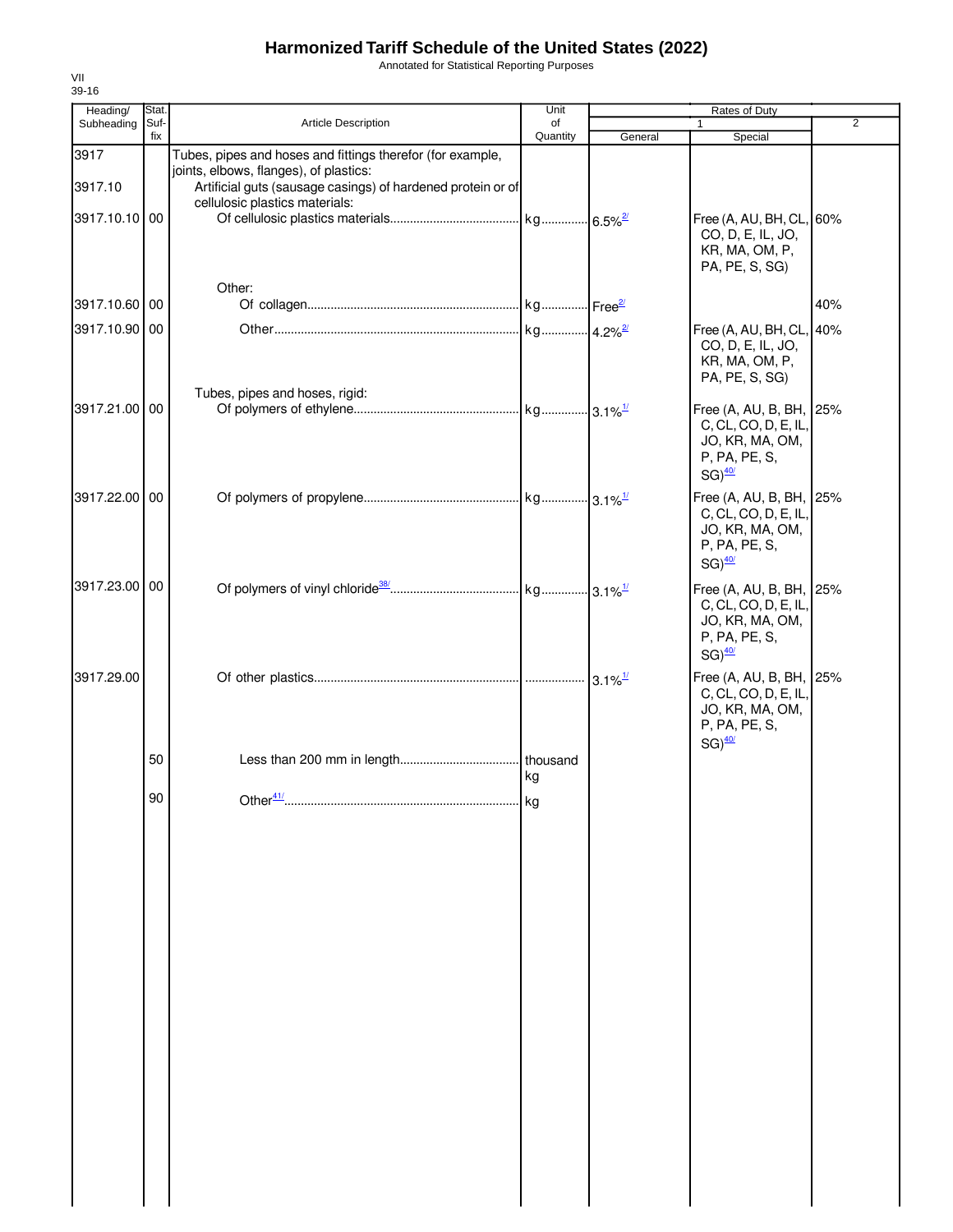# Harmonized Tariff Schedule of the United States (2022)

Annotated for Statistical Reporting Purposes

VII
39-16

| Heading/ Subheading | Stat. Suf- fix | Article Description | Unit of Quantity | Rates of Duty 1 General | Special | 2 |
|---|---|---|---|---|---|---|
| 3917 | | Tubes, pipes and hoses and fittings therefor (for example, joints, elbows, flanges), of plastics: | | | | |
| 3917.10 | | Artificial guts (sausage casings) of hardened protein or of cellulosic plastics materials: | | | | |
| 3917.10.10 | 00 | Of cellulosic plastics materials | kg | 6.5%[2/] | Free (A, AU, BH, CL, CO, D, E, IL, JO, KR, MA, OM, P, PA, PE, S, SG) | 60% |
| | | Other: | | | | |
| 3917.10.60 | 00 | Of collagen | kg | Free[2/] | | 40% |
| 3917.10.90 | 00 | Other | kg | 4.2%[2/] | Free (A, AU, BH, CL, CO, D, E, IL, JO, KR, MA, OM, P, PA, PE, S, SG) | 40% |
| | | Tubes, pipes and hoses, rigid: | | | | |
| 3917.21.00 | 00 | Of polymers of ethylene | kg | 3.1%[1/] | Free (A, AU, B, BH, C, CL, CO, D, E, IL, JO, KR, MA, OM, P, PA, PE, S, SG)[40/] | 25% |
| 3917.22.00 | 00 | Of polymers of propylene | kg | 3.1%[1/] | Free (A, AU, B, BH, C, CL, CO, D, E, IL, JO, KR, MA, OM, P, PA, PE, S, SG)[40/] | 25% |
| 3917.23.00 | 00 | Of polymers of vinyl chloride[38/] | kg | 3.1%[1/] | Free (A, AU, B, BH, C, CL, CO, D, E, IL, JO, KR, MA, OM, P, PA, PE, S, SG)[40/] | 25% |
| 3917.29.00 | | Of other plastics | | 3.1%[1/] | Free (A, AU, B, BH, C, CL, CO, D, E, IL, JO, KR, MA, OM, P, PA, PE, S, SG)[40/] | 25% |
| | 50 | Less than 200 mm in length | thousand kg | | | |
| | 90 | Other[41/] | kg | | | |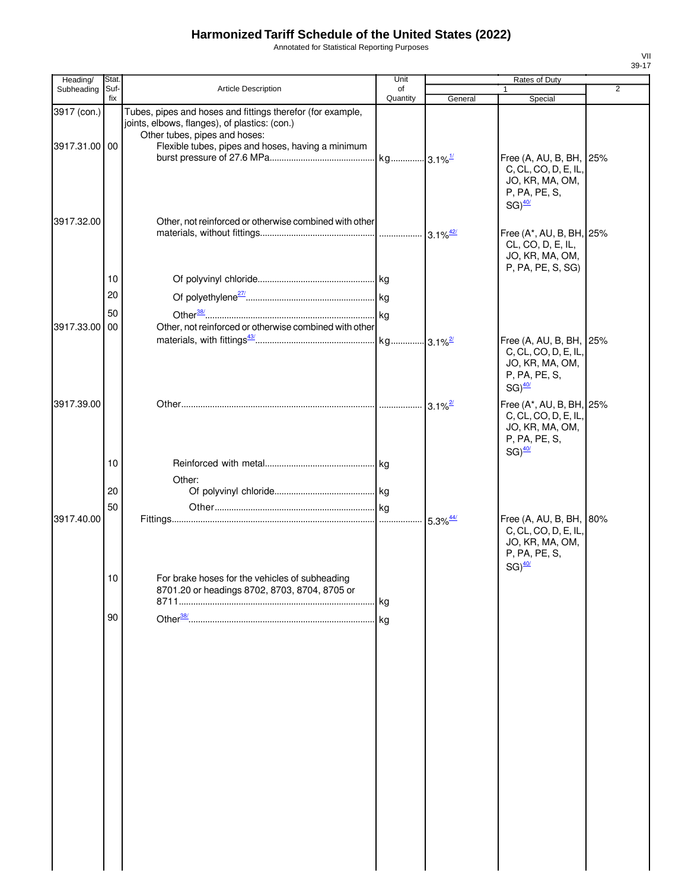# Harmonized Tariff Schedule of the United States (2022)

Annotated for Statistical Reporting Purposes

VII
39-17

| Heading/ Subheading | Stat. Suf- fix | Article Description | Unit of Quantity | Rates of Duty 1 General | Special | 2 |
|---|---|---|---|---|---|---|
| 3917 (con.) | | Tubes, pipes and hoses and fittings therefor (for example, joints, elbows, flanges), of plastics: (con.) | | | | |
| | | Other tubes, pipes and hoses: | | | | |
| 3917.31.00 | 00 | Flexible tubes, pipes and hoses, having a minimum burst pressure of 27.6 MPa | kg | 3.1%[1/] | Free (A, AU, B, BH, C, CL, CO, D, E, IL, JO, KR, MA, OM, P, PA, PE, S, SG)[40/] | 25% |
| 3917.32.00 | | Other, not reinforced or otherwise combined with other materials, without fittings | | 3.1%[42/] | Free (A*, AU, B, BH, CL, CO, D, E, IL, JO, KR, MA, OM, P, PA, PE, S, SG) | 25% |
| | 10 | Of polyvinyl chloride | kg | | | |
| | 20 | Of polyethylene[27/] | kg | | | |
| | 50 | Other[38/] | kg | | | |
| 3917.33.00 | 00 | Other, not reinforced or otherwise combined with other materials, with fittings[43/] | kg | 3.1%[2/] | Free (A, AU, B, BH, C, CL, CO, D, E, IL, JO, KR, MA, OM, P, PA, PE, S, SG)[40/] | 25% |
| 3917.39.00 | | Other | | 3.1%[2/] | Free (A*, AU, B, BH, C, CL, CO, D, E, IL, JO, KR, MA, OM, P, PA, PE, S, SG)[40/] | 25% |
| | 10 | Reinforced with metal | kg | | | |
| | | Other: | | | | |
| | 20 | Of polyvinyl chloride | kg | | | |
| | 50 | Other | kg | | | |
| 3917.40.00 | | Fittings | | 5.3%[44/] | Free (A, AU, B, BH, C, CL, CO, D, E, IL, JO, KR, MA, OM, P, PA, PE, S, SG)[40/] | 80% |
| | 10 | For brake hoses for the vehicles of subheading 8701.20 or headings 8702, 8703, 8704, 8705 or 8711 | kg | | | |
| | 90 | Other[38/] | kg | | | |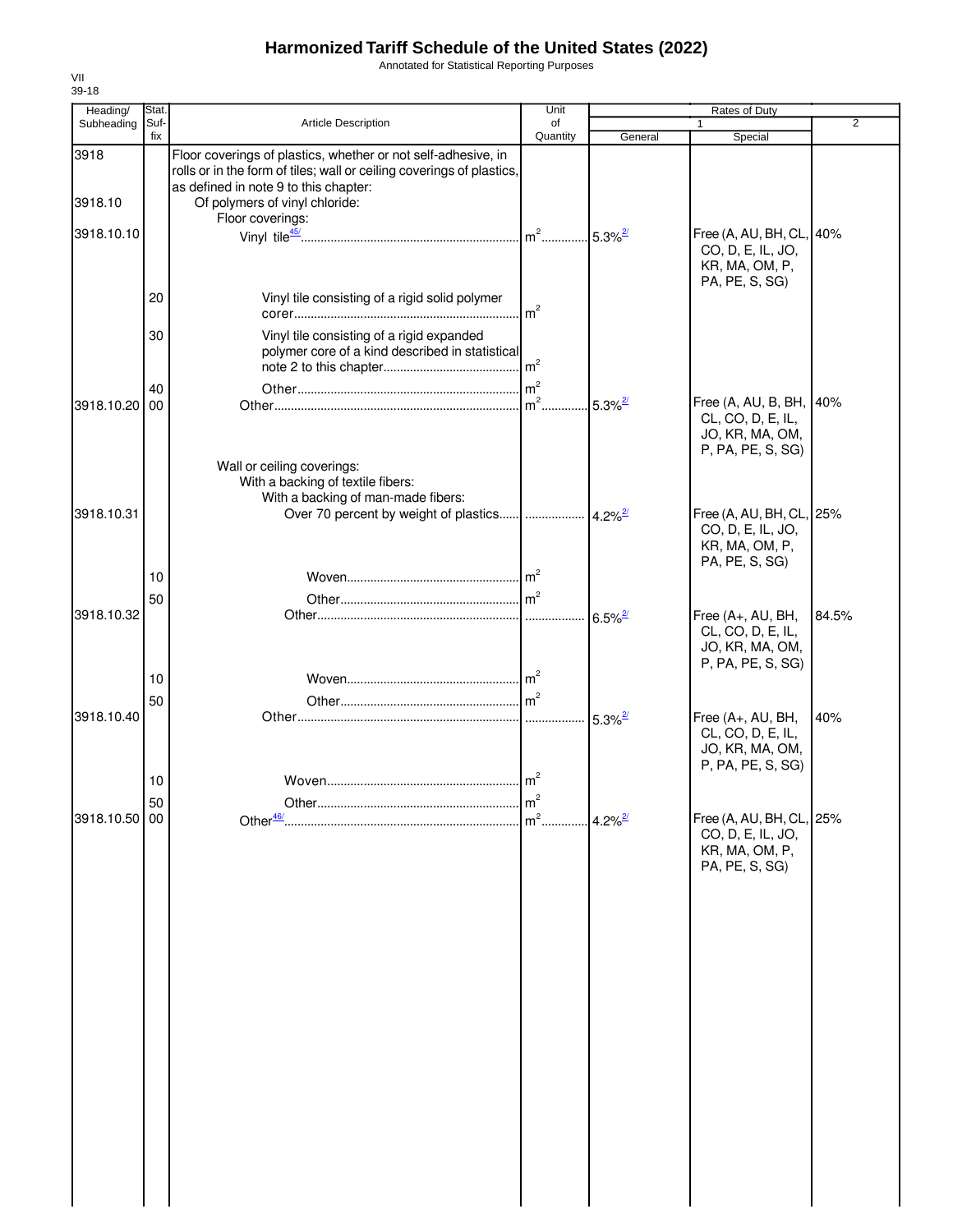# Harmonized Tariff Schedule of the United States (2022)

Annotated for Statistical Reporting Purposes

VII
39-18

| Heading/ Subheading | Stat. Suf- fix | Article Description | Unit of Quantity | Rates of Duty 1 General | Special | 2 |
|---|---|---|---|---|---|---|
| 3918 | | Floor coverings of plastics, whether or not self-adhesive, in rolls or in the form of tiles; wall or ceiling coverings of plastics, as defined in note 9 to this chapter: | | | | |
| 3918.10 | | Of polymers of vinyl chloride: | | | | |
| | | Floor coverings: | | | | |
| 3918.10.10 | | Vinyl tile[45/] | $m^2$ | 5.3%[2/] | Free (A, AU, BH, CL, CO, D, E, IL, JO, KR, MA, OM, P, PA, PE, S, SG) | 40% |
| | 20 | Vinyl tile consisting of a rigid solid polymer corer | $m^2$ | | | |
| | 30 | Vinyl tile consisting of a rigid expanded polymer core of a kind described in statistical note 2 to this chapter | $m^2$ | | | |
| | 40 | Other | $m^2$ | | | |
| 3918.10.20 | 00 | Other | $m^2$ | 5.3%[2/] | Free (A, AU, B, BH, CL, CO, D, E, IL, JO, KR, MA, OM, P, PA, PE, S, SG) | 40% |
| | | Wall or ceiling coverings: | | | | |
| | | With a backing of textile fibers: | | | | |
| | | With a backing of man-made fibers: | | | | |
| 3918.10.31 | | Over 70 percent by weight of plastics | | 4.2%[2/] | Free (A, AU, BH, CL, CO, D, E, IL, JO, KR, MA, OM, P, PA, PE, S, SG) | 25% |
| | 10 | Woven | $m^2$ | | | |
| | 50 | Other | $m^2$ | | | |
| 3918.10.32 | | Other | | 6.5%[2/] | Free (A+, AU, BH, CL, CO, D, E, IL, JO, KR, MA, OM, P, PA, PE, S, SG) | 84.5% |
| | 10 | Woven | $m^2$ | | | |
| | 50 | Other | $m^2$ | | | |
| 3918.10.40 | | Other | | 5.3%[2/] | Free (A+, AU, BH, CL, CO, D, E, IL, JO, KR, MA, OM, P, PA, PE, S, SG) | 40% |
| | 10 | Woven | $m^2$ | | | |
| | 50 | Other | $m^2$ | | | |
| 3918.10.50 | 00 | Other[46/] | $m^2$ | 4.2%[2/] | Free (A, AU, BH, CL, CO, D, E, IL, JO, KR, MA, OM, P, PA, PE, S, SG) | 25% |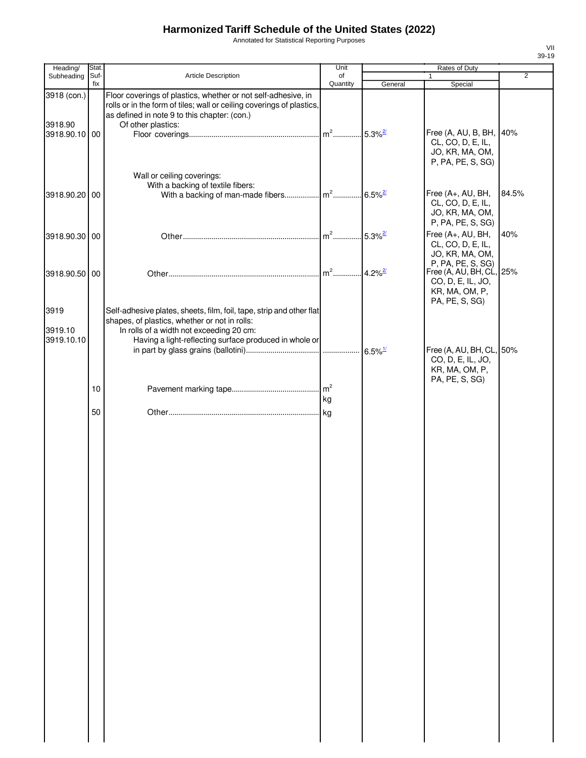# Harmonized Tariff Schedule of the United States (2022)

Annotated for Statistical Reporting Purposes

| Heading/ Subheading | Stat. Suf- fix | Article Description | Unit of Quantity | Rates of Duty 1 General | Rates of Duty 1 Special | Rates of Duty 2 |
|---|---|---|---|---|---|---|
| 3918 (con.) | | Floor coverings of plastics, whether or not self-adhesive, in rolls or in the form of tiles; wall or ceiling coverings of plastics, as defined in note 9 to this chapter: (con.) | | | | |
| 3918.90 | | Of other plastics: | | | | |
| 3918.90.10 | 00 | Floor coverings | $m^2$ | 5.3%[2/] | Free (A, AU, B, BH, CL, CO, D, E, IL, JO, KR, MA, OM, P, PA, PE, S, SG) | 40% |
| | | Wall or ceiling coverings: | | | | |
| | | With a backing of textile fibers: | | | | |
| 3918.90.20 | 00 | With a backing of man-made fibers | $m^2$ | 6.5%[2/] | Free (A+, AU, BH, CL, CO, D, E, IL, JO, KR, MA, OM, P, PA, PE, S, SG) | 84.5% |
| 3918.90.30 | 00 | Other | $m^2$ | 5.3%[2/] | Free (A+, AU, BH, CL, CO, D, E, IL, JO, KR, MA, OM, P, PA, PE, S, SG) | 40% |
| 3918.90.50 | 00 | Other | $m^2$ | 4.2%[2/] | Free (A, AU, BH, CL, CO, D, E, IL, JO, KR, MA, OM, P, PA, PE, S, SG) | 25% |
| 3919 | | Self-adhesive plates, sheets, film, foil, tape, strip and other flat shapes, of plastics, whether or not in rolls: | | | | |
| 3919.10 | | In rolls of a width not exceeding 20 cm: | | | | |
| 3919.10.10 | | Having a light-reflecting surface produced in whole or in part by glass grains (ballotini) | | 6.5%[1/] | Free (A, AU, BH, CL, CO, D, E, IL, JO, KR, MA, OM, P, PA, PE, S, SG) | 50% |
| | 10 | Pavement marking tape | $m^2$ kg | | | |
| | 50 | Other | kg | | | |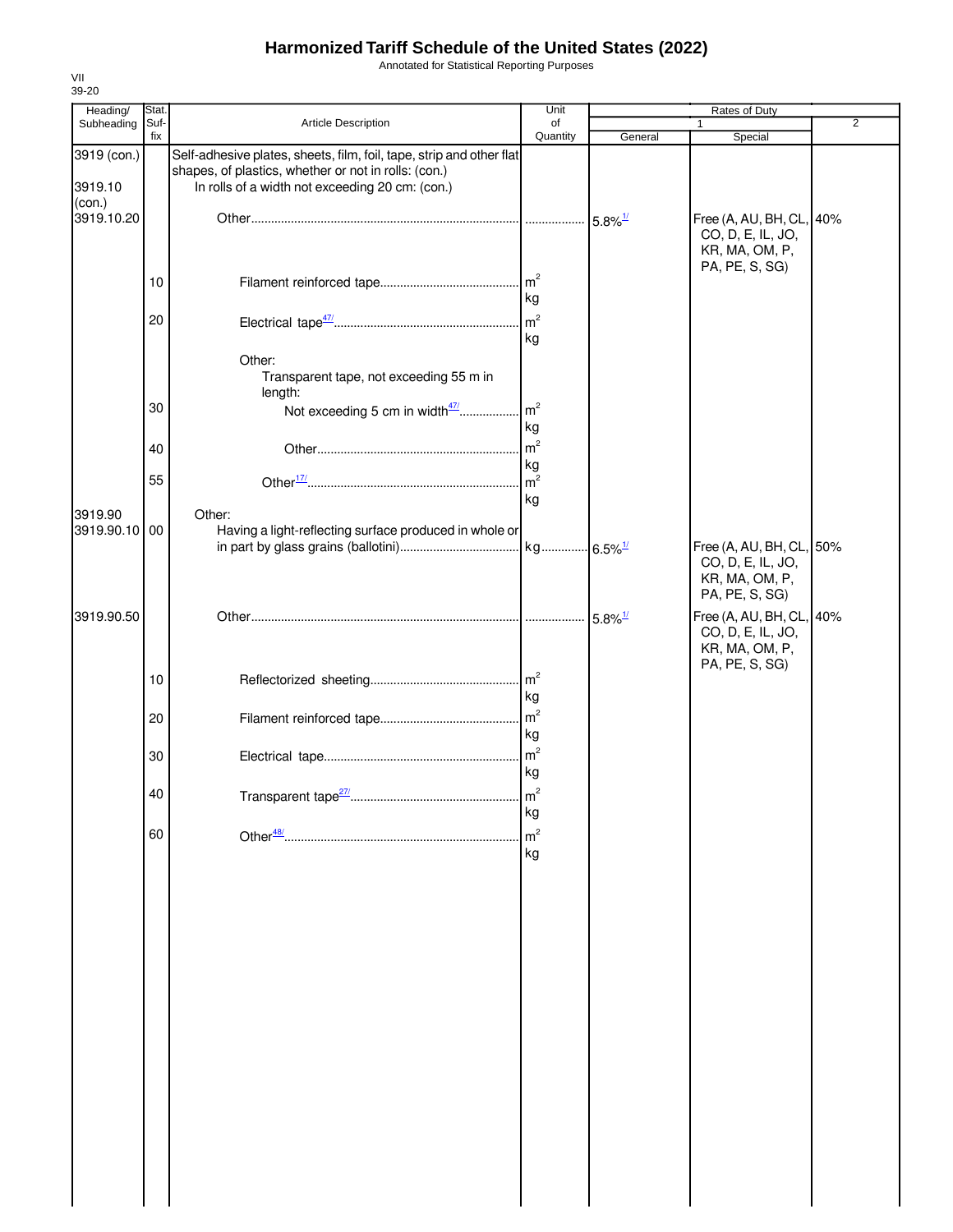# Harmonized Tariff Schedule of the United States (2022)

Annotated for Statistical Reporting Purposes

VII
39-20

| Heading/ Subheading | Stat. Suf-fix | Article Description | Unit of Quantity | Rates of Duty 1 General | Special | 2 |
|---|---|---|---|---|---|---|
| 3919 (con.) | | Self-adhesive plates, sheets, film, foil, tape, strip and other flat shapes, of plastics, whether or not in rolls: (con.) | | | | |
| 3919.10 (con.) | | In rolls of a width not exceeding 20 cm: (con.) | | | | |
| 3919.10.20 | | Other | | 5.8%[1/] | Free (A, AU, BH, CL, CO, D, E, IL, JO, KR, MA, OM, P, PA, PE, S, SG) | 40% |
| | 10 | Filament reinforced tape | m² kg | | | |
| | 20 | Electrical tape[47/] | m² kg | | | |
| | | Other: | | | | |
| | | Transparent tape, not exceeding 55 m in length: | | | | |
| | 30 | Not exceeding 5 cm in width[47/] | m² kg | | | |
| | 40 | Other | m² kg | | | |
| | 55 | Other[17/] | m² kg | | | |
| 3919.90 | | Other: | | | | |
| 3919.90.10 | 00 | Having a light-reflecting surface produced in whole or in part by glass grains (ballotini) | kg | 6.5%[1/] | Free (A, AU, BH, CL, CO, D, E, IL, JO, KR, MA, OM, P, PA, PE, S, SG) | 50% |
| 3919.90.50 | | Other | | 5.8%[1/] | Free (A, AU, BH, CL, CO, D, E, IL, JO, KR, MA, OM, P, PA, PE, S, SG) | 40% |
| | 10 | Reflectorized sheeting | m² kg | | | |
| | 20 | Filament reinforced tape | m² kg | | | |
| | 30 | Electrical tape | m² kg | | | |
| | 40 | Transparent tape[27/] | m² kg | | | |
| | 60 | Other[48/] | m² kg | | | |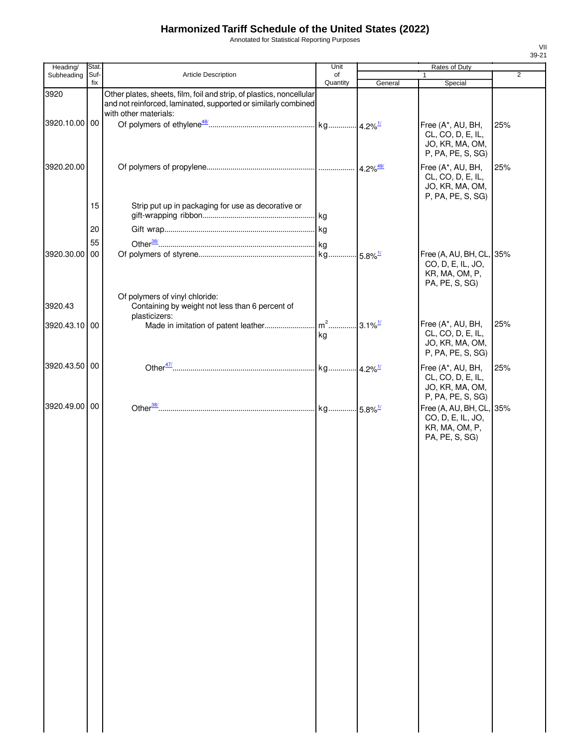# Harmonized Tariff Schedule of the United States (2022)

Annotated for Statistical Reporting Purposes

| Heading/ Subheading | Stat. Suf- fix | Article Description | Unit of Quantity | Rates of Duty 1 General | Rates of Duty 1 Special | Rates of Duty 2 |
|---|---|---|---|---|---|---|
| 3920 | | Other plates, sheets, film, foil and strip, of plastics, noncellular and not reinforced, laminated, supported or similarly combined with other materials: | | | | |
| 3920.10.00 | 00 | Of polymers of ethylene[48/] | kg | 4.2%[1/] | Free (A*, AU, BH, CL, CO, D, E, IL, JO, KR, MA, OM, P, PA, PE, S, SG) | 25% |
| 3920.20.00 | | Of polymers of propylene | | 4.2%[49/] | Free (A*, AU, BH, CL, CO, D, E, IL, JO, KR, MA, OM, P, PA, PE, S, SG) | 25% |
| | 15 | Strip put up in packaging for use as decorative or gift-wrapping ribbon | kg | | | |
| | 20 | Gift wrap | kg | | | |
| | 55 | Other[38/] | kg | | | |
| 3920.30.00 | 00 | Of polymers of styrene | kg | 5.8%[1/] | Free (A, AU, BH, CL, CO, D, E, IL, JO, KR, MA, OM, P, PA, PE, S, SG) | 35% |
| | | Of polymers of vinyl chloride: | | | | |
| 3920.43 | | Containing by weight not less than 6 percent of plasticizers: | | | | |
| 3920.43.10 | 00 | Made in imitation of patent leather | $m^2$ kg | 3.1%[1/] | Free (A*, AU, BH, CL, CO, D, E, IL, JO, KR, MA, OM, P, PA, PE, S, SG) | 25% |
| 3920.43.50 | 00 | Other[47/] | kg | 4.2%[1/] | Free (A*, AU, BH, CL, CO, D, E, IL, JO, KR, MA, OM, P, PA, PE, S, SG) | 25% |
| 3920.49.00 | 00 | Other[38/] | kg | 5.8%[1/] | Free (A, AU, BH, CL, CO, D, E, IL, JO, KR, MA, OM, P, PA, PE, S, SG) | 35% |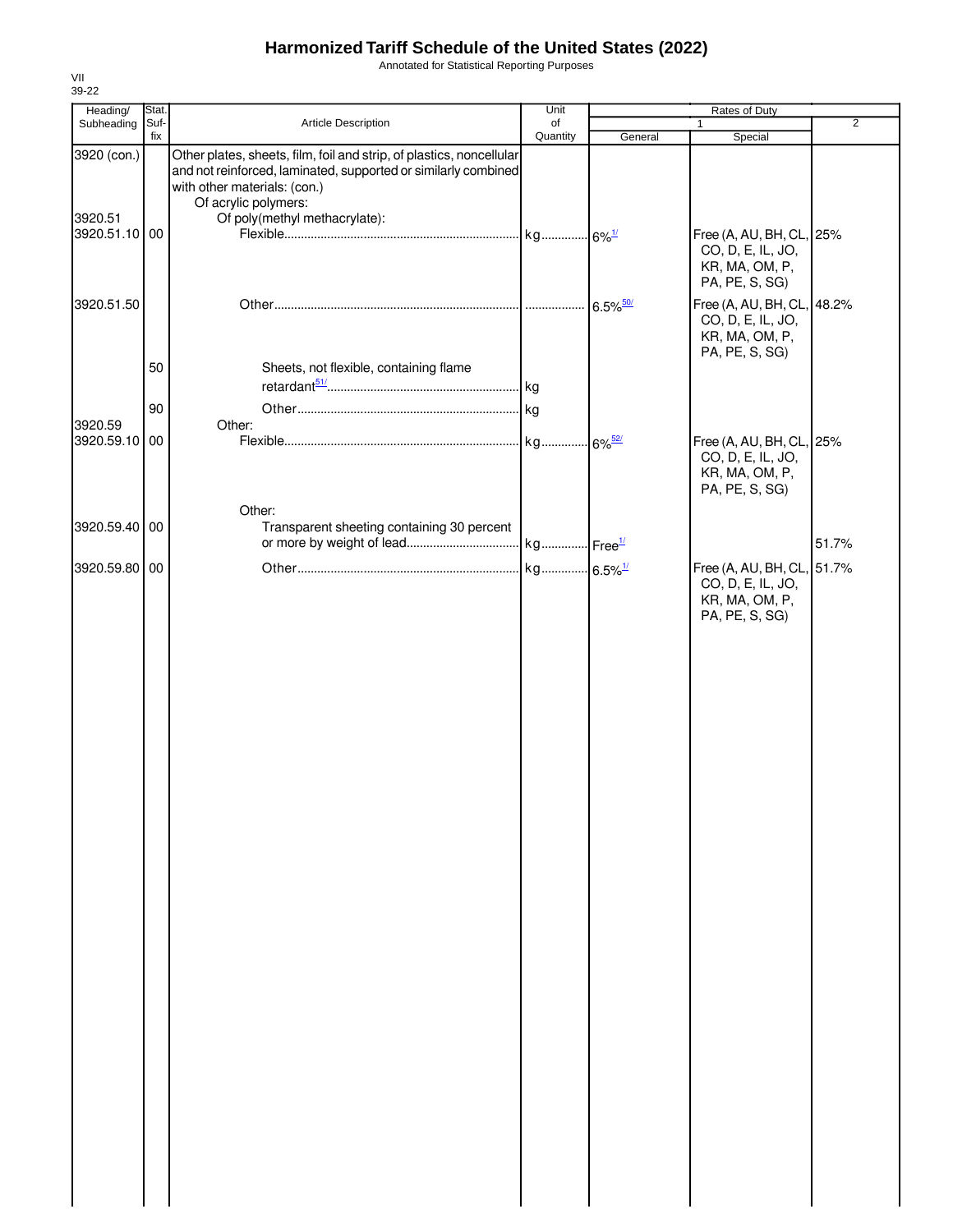# Harmonized Tariff Schedule of the United States (2022)

Annotated for Statistical Reporting Purposes

VII
39-22

| Heading/ Subheading | Stat. Suf- fix | Article Description | Unit of Quantity | Rates of Duty 1 General | Special | 2 |
|---|---|---|---|---|---|---|
| 3920 (con.) | | Other plates, sheets, film, foil and strip, of plastics, noncellular and not reinforced, laminated, supported or similarly combined with other materials: (con.) | | | | |
| | | Of acrylic polymers: | | | | |
| 3920.51 | | Of poly(methyl methacrylate): | | | | |
| 3920.51.10 | 00 | Flexible | kg | 6% [1/] | Free (A, AU, BH, CL, CO, D, E, IL, JO, KR, MA, OM, P, PA, PE, S, SG) | 25% |
| 3920.51.50 | | Other | | 6.5% [50/] | Free (A, AU, BH, CL, CO, D, E, IL, JO, KR, MA, OM, P, PA, PE, S, SG) | 48.2% |
| | 50 | Sheets, not flexible, containing flame retardant [51/] | kg | | | |
| | 90 | Other | kg | | | |
| 3920.59 | | Other: | | | | |
| 3920.59.10 | 00 | Flexible | kg | 6% [52/] | Free (A, AU, BH, CL, CO, D, E, IL, JO, KR, MA, OM, P, PA, PE, S, SG) | 25% |
| | | Other: | | | | |
| 3920.59.40 | 00 | Transparent sheeting containing 30 percent or more by weight of lead | kg | Free [1/] | | 51.7% |
| 3920.59.80 | 00 | Other | kg | 6.5% [1/] | Free (A, AU, BH, CL, CO, D, E, IL, JO, KR, MA, OM, P, PA, PE, S, SG) | 51.7% |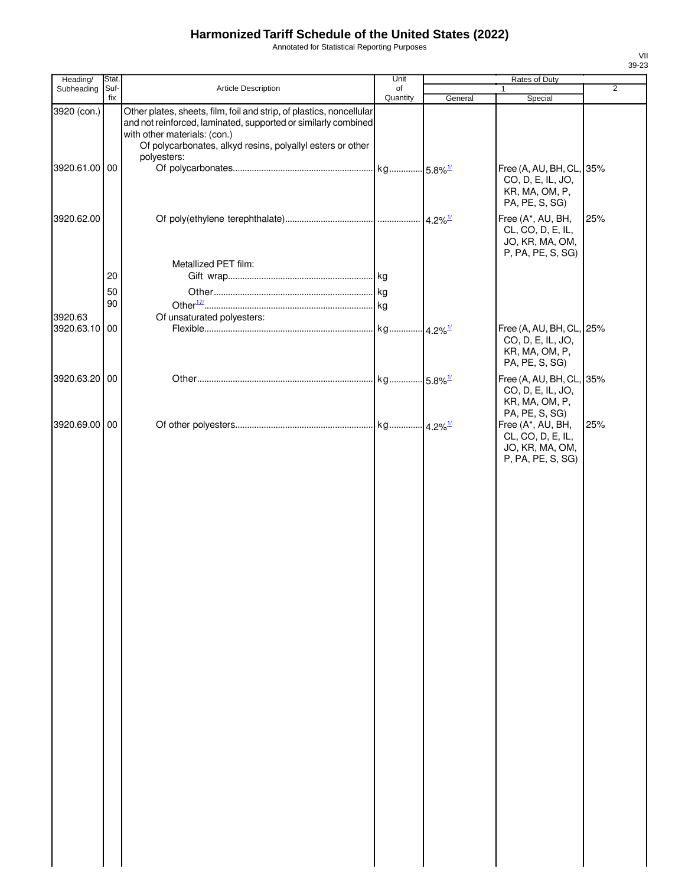# Harmonized Tariff Schedule of the United States (2022)

Annotated for Statistical Reporting Purposes

| Heading/ Subheading | Stat. Suf-fix | Article Description | Unit of Quantity | Rates of Duty 1 General | Rates of Duty 1 Special | Rates of Duty 2 |
|---|---|---|---|---|---|---|
| 3920 (con.) | | Other plates, sheets, film, foil and strip, of plastics, noncellular and not reinforced, laminated, supported or similarly combined with other materials: (con.) | | | | |
| | | Of polycarbonates, alkyd resins, polyallyl esters or other polyesters: | | | | |
| 3920.61.00 | 00 | Of polycarbonates | kg | 5.8%[1/] | Free (A, AU, BH, CL, CO, D, E, IL, JO, KR, MA, OM, P, PA, PE, S, SG) | 35% |
| 3920.62.00 | | Of poly(ethylene terephthalate) | | 4.2%[1/] | Free (A*, AU, BH, CL, CO, D, E, IL, JO, KR, MA, OM, P, PA, PE, S, SG) | 25% |
| | | Metallized PET film: | | | | |
| | 20 | Gift wrap | kg | | | |
| | 50 | Other | kg | | | |
| | 90 | Other[17/] | kg | | | |
| 3920.63 | | Of unsaturated polyesters: | | | | |
| 3920.63.10 | 00 | Flexible | kg | 4.2%[1/] | Free (A, AU, BH, CL, CO, D, E, IL, JO, KR, MA, OM, P, PA, PE, S, SG) | 25% |
| 3920.63.20 | 00 | Other | kg | 5.8%[1/] | Free (A, AU, BH, CL, CO, D, E, IL, JO, KR, MA, OM, P, PA, PE, S, SG) | 35% |
| 3920.69.00 | 00 | Of other polyesters | kg | 4.2%[1/] | Free (A*, AU, BH, CL, CO, D, E, IL, JO, KR, MA, OM, P, PA, PE, S, SG) | 25% |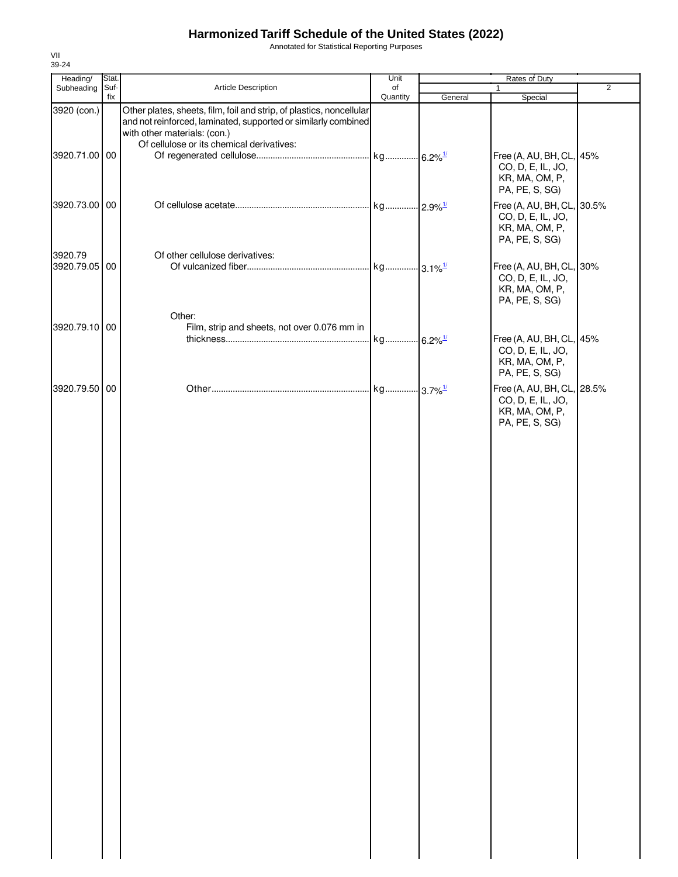# Harmonized Tariff Schedule of the United States (2022)

Annotated for Statistical Reporting Purposes

VII
39-24

| Heading/ Subheading | Stat. Suf- fix | Article Description | Unit of Quantity | Rates of Duty 1 General | Special | 2 |
|---|---|---|---|---|---|---|
| 3920 (con.) | | Other plates, sheets, film, foil and strip, of plastics, noncellular and not reinforced, laminated, supported or similarly combined with other materials: (con.) | | | | |
| | | Of cellulose or its chemical derivatives: | | | | |
| 3920.71.00 | 00 | Of regenerated cellulose | kg | 6.2%[1/] | Free (A, AU, BH, CL, CO, D, E, IL, JO, KR, MA, OM, P, PA, PE, S, SG) | 45% |
| 3920.73.00 | 00 | Of cellulose acetate | kg | 2.9%[1/] | Free (A, AU, BH, CL, CO, D, E, IL, JO, KR, MA, OM, P, PA, PE, S, SG) | 30.5% |
| 3920.79 | | Of other cellulose derivatives: | | | | |
| 3920.79.05 | 00 | Of vulcanized fiber | kg | 3.1%[1/] | Free (A, AU, BH, CL, CO, D, E, IL, JO, KR, MA, OM, P, PA, PE, S, SG) | 30% |
| | | Other: | | | | |
| 3920.79.10 | 00 | Film, strip and sheets, not over 0.076 mm in thickness | kg | 6.2%[1/] | Free (A, AU, BH, CL, CO, D, E, IL, JO, KR, MA, OM, P, PA, PE, S, SG) | 45% |
| 3920.79.50 | 00 | Other | kg | 3.7%[1/] | Free (A, AU, BH, CL, CO, D, E, IL, JO, KR, MA, OM, P, PA, PE, S, SG) | 28.5% |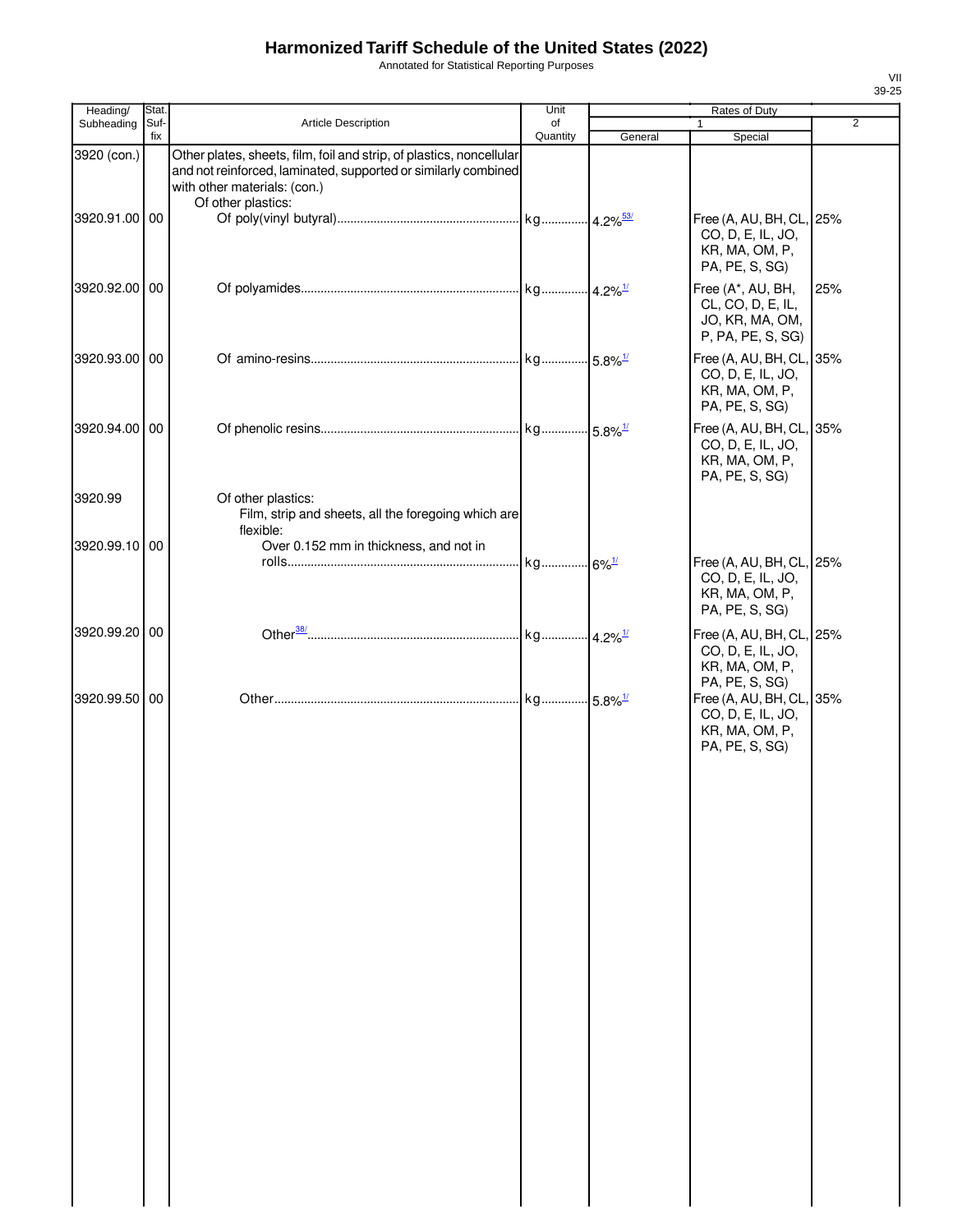# Harmonized Tariff Schedule of the United States (2022)

Annotated for Statistical Reporting Purposes

| Heading/ Subheading | Stat. Suf- fix | Article Description | Unit of Quantity | Rates of Duty 1 General | Rates of Duty 1 Special | Rates of Duty 2 |
|---|---|---|---|---|---|---|
| 3920 (con.) | | Other plates, sheets, film, foil and strip, of plastics, noncellular and not reinforced, laminated, supported or similarly combined with other materials: (con.) | | | | |
| | | Of other plastics: | | | | |
| 3920.91.00 | 00 | Of poly(vinyl butyral) | kg | 4.2%[53/] | Free (A, AU, BH, CL, CO, D, E, IL, JO, KR, MA, OM, P, PA, PE, S, SG) | 25% |
| 3920.92.00 | 00 | Of polyamides | kg | 4.2%[1/] | Free (A*, AU, BH, CL, CO, D, E, IL, JO, KR, MA, OM, P, PA, PE, S, SG) | 25% |
| 3920.93.00 | 00 | Of amino-resins | kg | 5.8%[1/] | Free (A, AU, BH, CL, CO, D, E, IL, JO, KR, MA, OM, P, PA, PE, S, SG) | 35% |
| 3920.94.00 | 00 | Of phenolic resins | kg | 5.8%[1/] | Free (A, AU, BH, CL, CO, D, E, IL, JO, KR, MA, OM, P, PA, PE, S, SG) | 35% |
| 3920.99 | | Of other plastics: | | | | |
| | | Film, strip and sheets, all the foregoing which are flexible: | | | | |
| 3920.99.10 | 00 | Over 0.152 mm in thickness, and not in rolls | kg | 6%[1/] | Free (A, AU, BH, CL, CO, D, E, IL, JO, KR, MA, OM, P, PA, PE, S, SG) | 25% |
| 3920.99.20 | 00 | Other[38/] | kg | 4.2%[1/] | Free (A, AU, BH, CL, CO, D, E, IL, JO, KR, MA, OM, P, PA, PE, S, SG) | 25% |
| 3920.99.50 | 00 | Other | kg | 5.8%[1/] | Free (A, AU, BH, CL, CO, D, E, IL, JO, KR, MA, OM, P, PA, PE, S, SG) | 35% |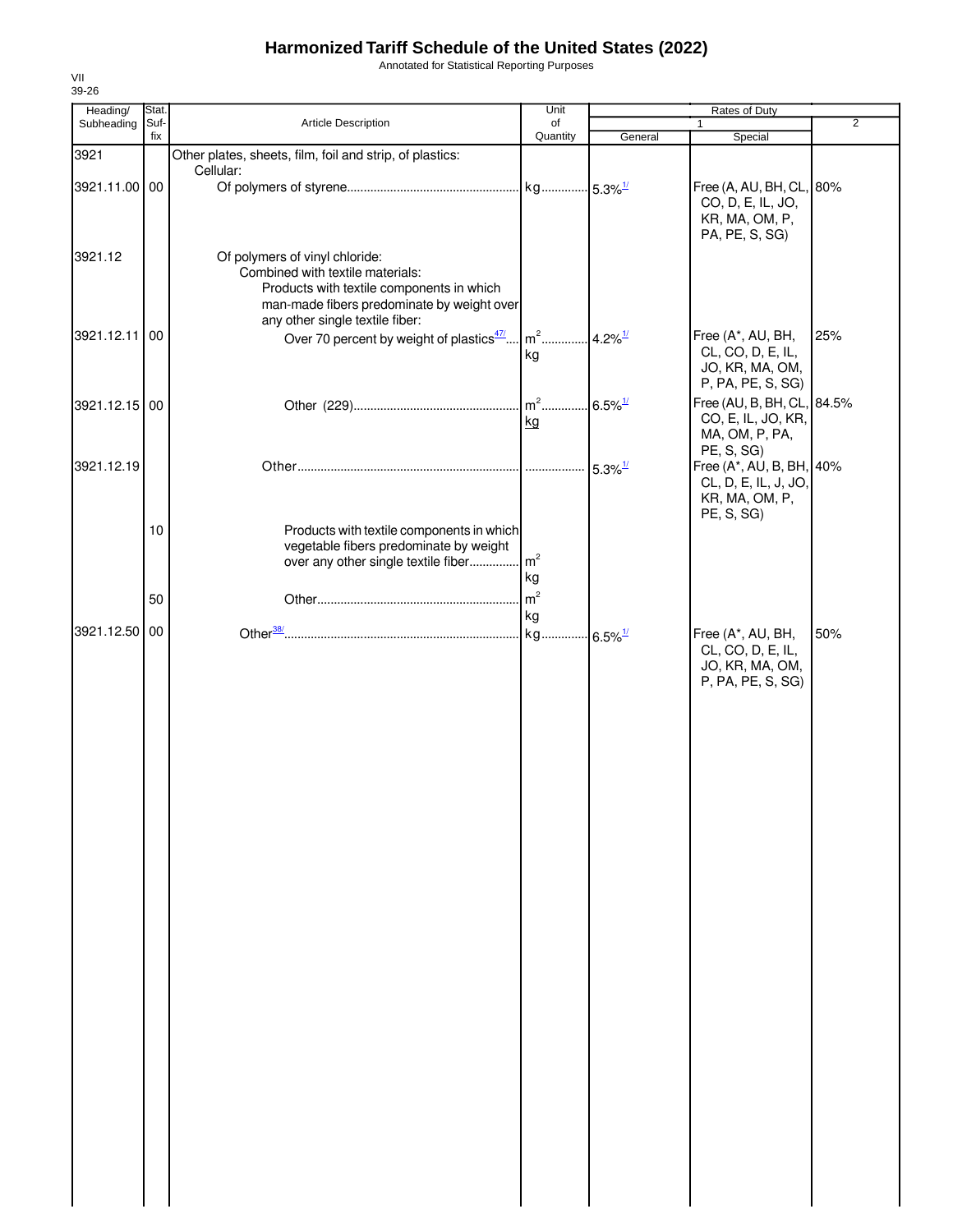# Harmonized Tariff Schedule of the United States (2022)

Annotated for Statistical Reporting Purposes

VII
39-26

| Heading/ Subheading | Stat. Suf-fix | Article Description | Unit of Quantity | Rates of Duty 1 General | Rates of Duty 1 Special | Rates of Duty 2 |
|---|---|---|---|---|---|---|
| 3921 | | Other plates, sheets, film, foil and strip, of plastics: | | | | |
| | | Cellular: | | | | |
| 3921.11.00 | 00 | Of polymers of styrene | kg | 5.3%[1/] | Free (A, AU, BH, CL, CO, D, E, IL, JO, KR, MA, OM, P, PA, PE, S, SG) | 80% |
| 3921.12 | | Of polymers of vinyl chloride: | | | | |
| | | Combined with textile materials: | | | | |
| | | Products with textile components in which man-made fibers predominate by weight over any other single textile fiber: | | | | |
| 3921.12.11 | 00 | Over 70 percent by weight of plastics[47/] | m²<br>kg | 4.2%[1/] | Free (A*, AU, BH, CL, CO, D, E, IL, JO, KR, MA, OM, P, PA, PE, S, SG) | 25% |
| 3921.12.15 | 00 | Other (229) | m²<br>kg | 6.5%[1/] | Free (AU, B, BH, CL, CO, E, IL, JO, KR, MA, OM, P, PA, PE, S, SG) | 84.5% |
| 3921.12.19 | | Other | | 5.3%[1/] | Free (A*, AU, B, BH, CL, D, E, IL, J, JO, KR, MA, OM, P, PE, S, SG) | 40% |
| | 10 | Products with textile components in which vegetable fibers predominate by weight over any other single textile fiber | m²<br>kg | | | |
| | 50 | Other | m²<br>kg | | | |
| 3921.12.50 | 00 | Other[38/] | kg | 6.5%[1/] | Free (A*, AU, BH, CL, CO, D, E, IL, JO, KR, MA, OM, P, PA, PE, S, SG) | 50% |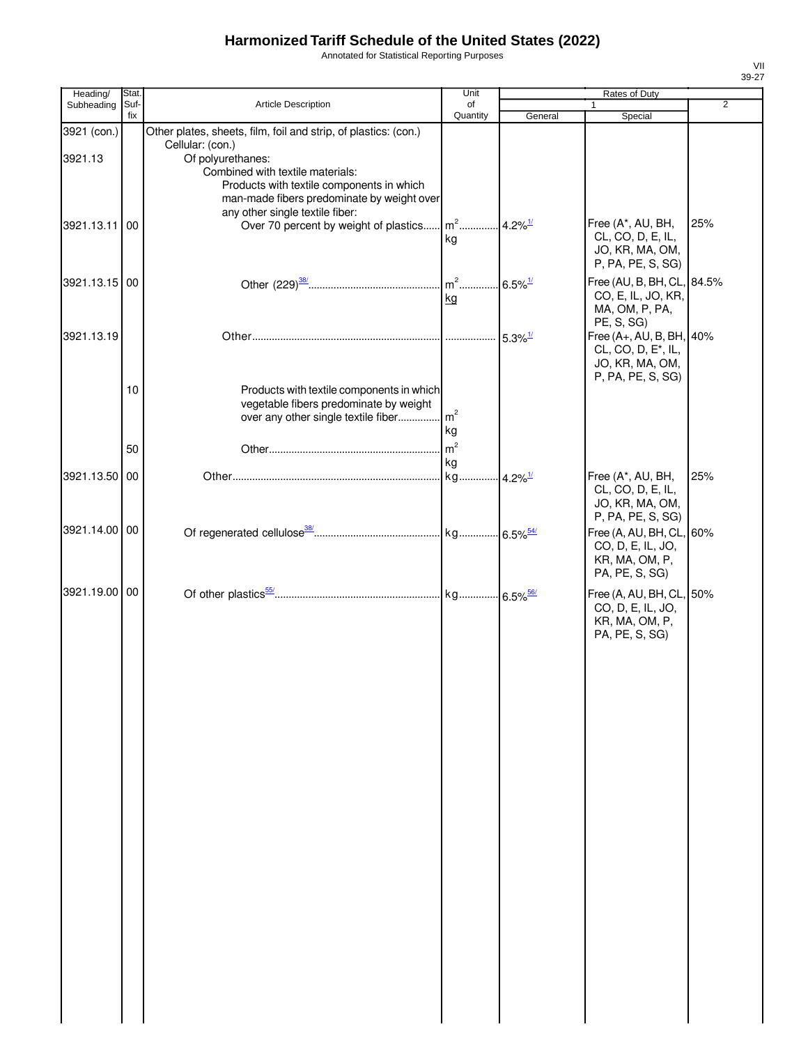# Harmonized Tariff Schedule of the United States (2022)

Annotated for Statistical Reporting Purposes

| Heading/ Subheading | Stat. Suf- fix | Article Description | Unit of Quantity | Rates of Duty 1 General | Rates of Duty 1 Special | Rates of Duty 2 |
|---|---|---|---|---|---|---|
| 3921 (con.) | | Other plates, sheets, film, foil and strip, of plastics: (con.) | | | | |
| | | Cellular: (con.) | | | | |
| 3921.13 | | Of polyurethanes: | | | | |
| | | Combined with textile materials: | | | | |
| | | Products with textile components in which man-made fibers predominate by weight over any other single textile fiber: | | | | |
| 3921.13.11 | 00 | Over 70 percent by weight of plastics | $m^2$ kg | 4.2%[1/] | Free (A*, AU, BH, CL, CO, D, E, IL, JO, KR, MA, OM, P, PA, PE, S, SG) | 25% |
| 3921.13.15 | 00 | Other (229)[38/] | $m^2$ kg | 6.5%[1/] | Free (AU, B, BH, CL, CO, E, IL, JO, KR, MA, OM, P, PA, PE, S, SG) | 84.5% |
| 3921.13.19 | | Other | | 5.3%[1/] | Free (A+, AU, B, BH, CL, CO, D, E*, IL, JO, KR, MA, OM, P, PA, PE, S, SG) | 40% |
| | 10 | Products with textile components in which vegetable fibers predominate by weight over any other single textile fiber | $m^2$ kg | | | |
| | 50 | Other | $m^2$ kg | | | |
| 3921.13.50 | 00 | Other | kg | 4.2%[1/] | Free (A*, AU, BH, CL, CO, D, E, IL, JO, KR, MA, OM, P, PA, PE, S, SG) | 25% |
| 3921.14.00 | 00 | Of regenerated cellulose[38/] | kg | 6.5%[54/] | Free (A, AU, BH, CL, CO, D, E, IL, JO, KR, MA, OM, P, PA, PE, S, SG) | 60% |
| 3921.19.00 | 00 | Of other plastics[55/] | kg | 6.5%[56/] | Free (A, AU, BH, CL, CO, D, E, IL, JO, KR, MA, OM, P, PA, PE, S, SG) | 50% |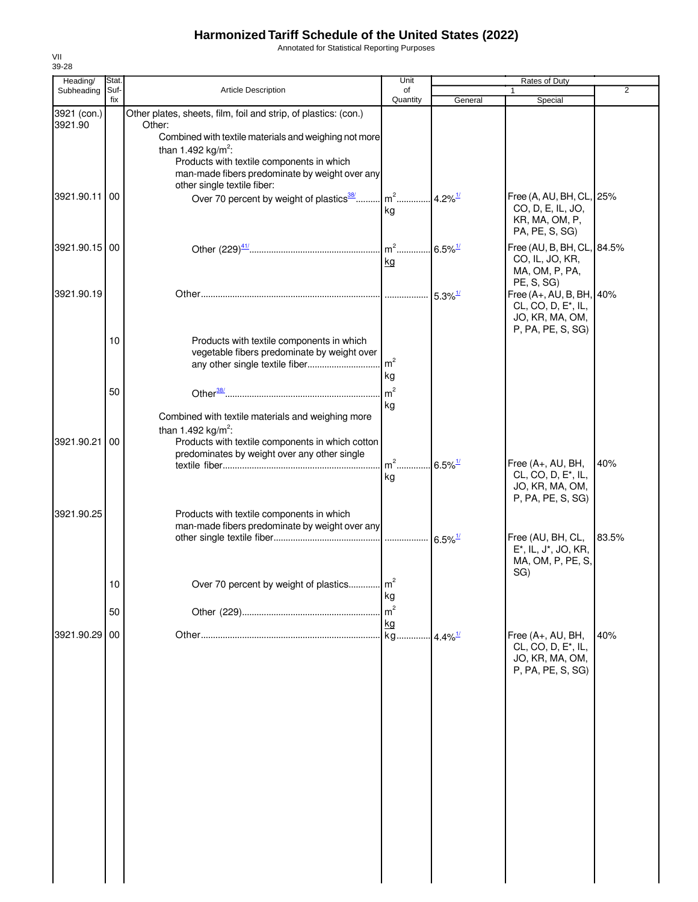# Harmonized Tariff Schedule of the United States (2022)

Annotated for Statistical Reporting Purposes

VII
39-28

| Heading/ Subheading | Stat. Suf- fix | Article Description | Unit of Quantity | Rates of Duty 1 General | Special | 2 |
|---|---|---|---|---|---|---|
| 3921 (con.) | | Other plates, sheets, film, foil and strip, of plastics: (con.) | | | | |
| 3921.90 | | Other: | | | | |
| | | Combined with textile materials and weighing not more than 1.492 kg/m²: | | | | |
| | | Products with textile components in which man-made fibers predominate by weight over any other single textile fiber: | | | | |
| 3921.90.11 | 00 | Over 70 percent by weight of plastics[38/] | m² kg | 4.2%[1/] | Free (A, AU, BH, CL, CO, D, E, IL, JO, KR, MA, OM, P, PA, PE, S, SG) | 25% |
| 3921.90.15 | 00 | Other (229)[41/] | m² kg | 6.5%[1/] | Free (AU, B, BH, CL, CO, IL, JO, KR, MA, OM, P, PA, PE, S, SG) | 84.5% |
| 3921.90.19 | | Other | | 5.3%[1/] | Free (A+, AU, B, BH, CL, CO, D, E*, IL, JO, KR, MA, OM, P, PA, PE, S, SG) | 40% |
| | 10 | Products with textile components in which vegetable fibers predominate by weight over any other single textile fiber | m² kg | | | |
| | 50 | Other[38/] | m² kg | | | |
| | | Combined with textile materials and weighing more than 1.492 kg/m²: | | | | |
| 3921.90.21 | 00 | Products with textile components in which cotton predominates by weight over any other single textile fiber | m² kg | 6.5%[1/] | Free (A+, AU, BH, CL, CO, D, E*, IL, JO, KR, MA, OM, P, PA, PE, S, SG) | 40% |
| 3921.90.25 | | Products with textile components in which man-made fibers predominate by weight over any other single textile fiber | | 6.5%[1/] | Free (AU, BH, CL, E*, IL, J*, JO, KR, MA, OM, P, PE, S, SG) | 83.5% |
| | 10 | Over 70 percent by weight of plastics | m² kg | | | |
| | 50 | Other (229) | m² kg | | | |
| 3921.90.29 | 00 | Other | kg | 4.4%[1/] | Free (A+, AU, BH, CL, CO, D, E*, IL, JO, KR, MA, OM, P, PA, PE, S, SG) | 40% |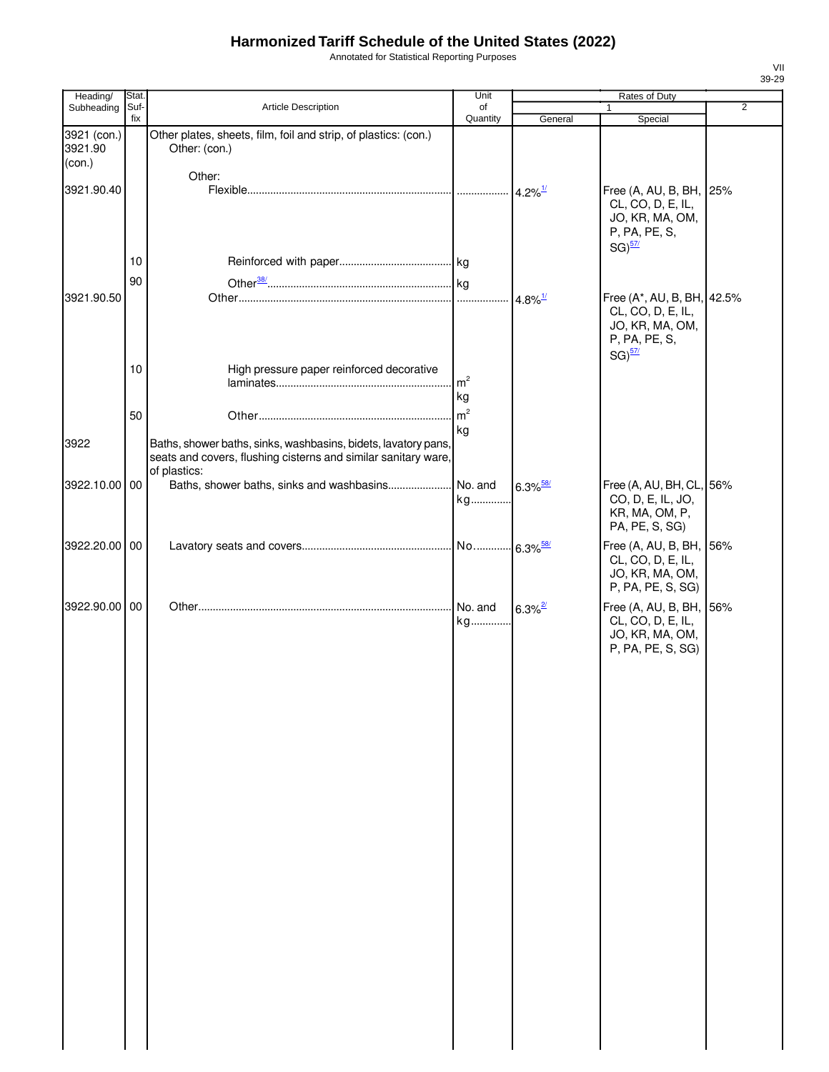# Harmonized Tariff Schedule of the United States (2022)

Annotated for Statistical Reporting Purposes

| Heading/ Subheading | Stat. Suf- fix | Article Description | Unit of Quantity | Rates of Duty 1 General | Special | 2 |
|---|---|---|---|---|---|---|
| 3921 (con.) 3921.90 (con.) | | Other plates, sheets, film, foil and strip, of plastics: (con.) Other: (con.) | | | | |
| | | Other: | | | | |
| 3921.90.40 | | Flexible | | 4.2%[1/] | Free (A, AU, B, BH, CL, CO, D, E, IL, JO, KR, MA, OM, P, PA, PE, S, SG)[57/] | 25% |
| | 10 | Reinforced with paper | kg | | | |
| | 90 | Other[38/] | kg | | | |
| 3921.90.50 | | Other | | 4.8%[1/] | Free (A*, AU, B, BH, CL, CO, D, E, IL, JO, KR, MA, OM, P, PA, PE, S, SG)[57/] | 42.5% |
| | 10 | High pressure paper reinforced decorative laminates | $m^2$ kg | | | |
| | 50 | Other | $m^2$ kg | | | |
| 3922 | | Baths, shower baths, sinks, washbasins, bidets, lavatory pans, seats and covers, flushing cisterns and similar sanitary ware, of plastics: | | | | |
| 3922.10.00 | 00 | Baths, shower baths, sinks and washbasins | No. and kg | 6.3%[58/] | Free (A, AU, BH, CL, CO, D, E, IL, JO, KR, MA, OM, P, PA, PE, S, SG) | 56% |
| 3922.20.00 | 00 | Lavatory seats and covers | No. | 6.3%[58/] | Free (A, AU, B, BH, CL, CO, D, E, IL, JO, KR, MA, OM, P, PA, PE, S, SG) | 56% |
| 3922.90.00 | 00 | Other | No. and kg | 6.3%[2/] | Free (A, AU, B, BH, CL, CO, D, E, IL, JO, KR, MA, OM, P, PA, PE, S, SG) | 56% |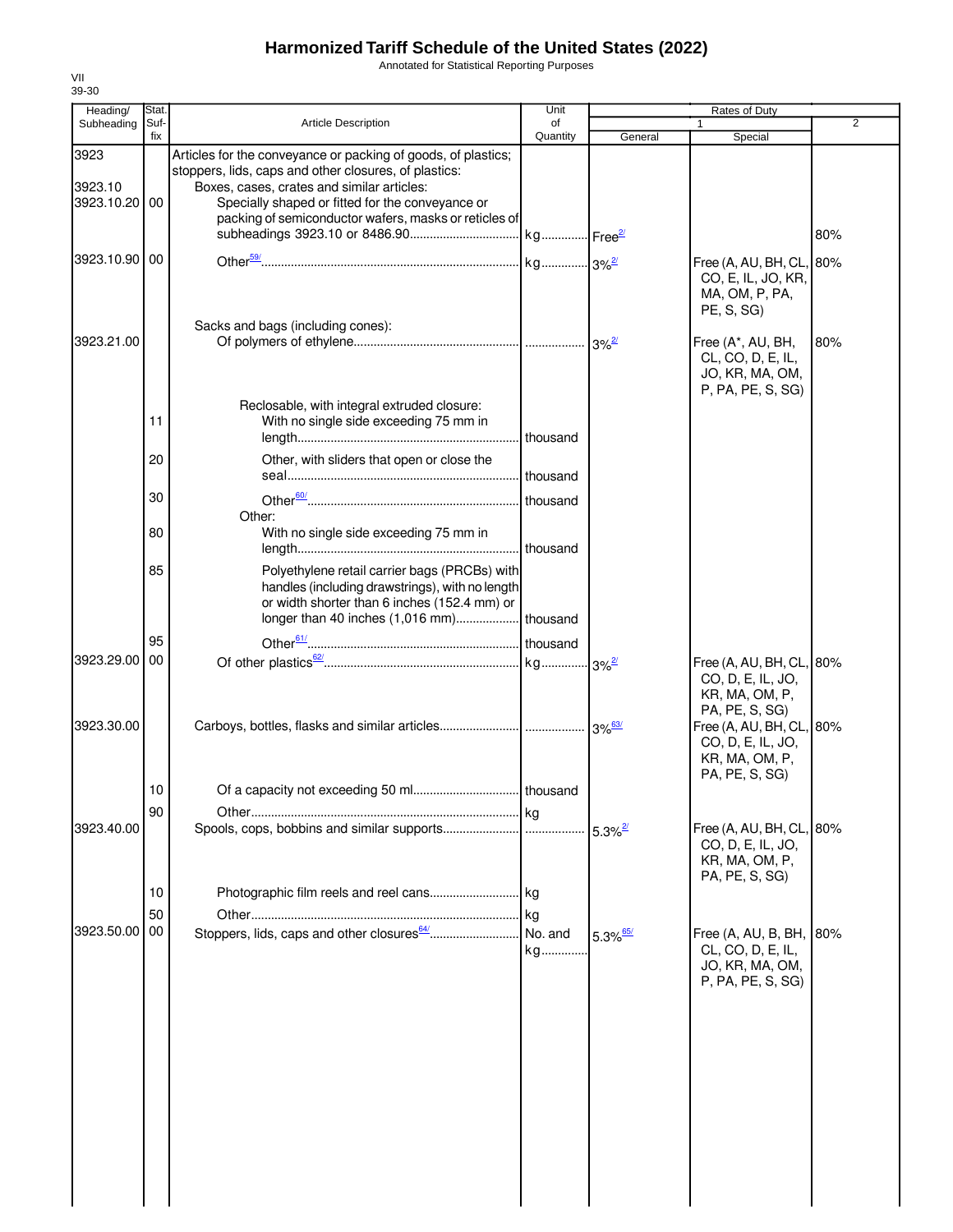# Harmonized Tariff Schedule of the United States (2022)

Annotated for Statistical Reporting Purposes

VII
39-30

| Heading/ Subheading | Stat. Suf- fix | Article Description | Unit of Quantity | Rates of Duty 1 General | Special | 2 |
|---|---|---|---|---|---|---|
| 3923 | | Articles for the conveyance or packing of goods, of plastics; stoppers, lids, caps and other closures, of plastics: | | | | |
| 3923.10 | | Boxes, cases, crates and similar articles: | | | | |
| 3923.10.20 | 00 | Specially shaped or fitted for the conveyance or packing of semiconductor wafers, masks or reticles of subheadings 3923.10 or 8486.90 | kg | Free[2/] | | 80% |
| 3923.10.90 | 00 | Other[59/] | kg | 3%[2/] | Free (A, AU, BH, CL, CO, E, IL, JO, KR, MA, OM, P, PA, PE, S, SG) | 80% |
| | | Sacks and bags (including cones): | | | | |
| 3923.21.00 | | Of polymers of ethylene | | 3%[2/] | Free (A*, AU, BH, CL, CO, D, E, IL, JO, KR, MA, OM, P, PA, PE, S, SG) | 80% |
| | | Reclosable, with integral extruded closure: | | | | |
| | 11 | With no single side exceeding 75 mm in length | thousand | | | |
| | 20 | Other, with sliders that open or close the seal | thousand | | | |
| | 30 | Other[60/] | thousand | | | |
| | | Other: | | | | |
| | 80 | With no single side exceeding 75 mm in length | thousand | | | |
| | 85 | Polyethylene retail carrier bags (PRCBs) with handles (including drawstrings), with no length or width shorter than 6 inches (152.4 mm) or longer than 40 inches (1,016 mm) | thousand | | | |
| | 95 | Other[61/] | thousand | | | |
| 3923.29.00 | 00 | Of other plastics[62/] | kg | 3%[2/] | Free (A, AU, BH, CL, CO, D, E, IL, JO, KR, MA, OM, P, PA, PE, S, SG) | 80% |
| 3923.30.00 | | Carboys, bottles, flasks and similar articles | | 3%[63/] | Free (A, AU, BH, CL, CO, D, E, IL, JO, KR, MA, OM, P, PA, PE, S, SG) | 80% |
| | 10 | Of a capacity not exceeding 50 ml | thousand | | | |
| | 90 | Other | kg | | | |
| 3923.40.00 | | Spools, cops, bobbins and similar supports | | 5.3%[2/] | Free (A, AU, BH, CL, CO, D, E, IL, JO, KR, MA, OM, P, PA, PE, S, SG) | 80% |
| | 10 | Photographic film reels and reel cans | kg | | | |
| | 50 | Other | kg | | | |
| 3923.50.00 | 00 | Stoppers, lids, caps and other closures[64/] | No. and kg | 5.3%[65/] | Free (A, AU, B, BH, CL, CO, D, E, IL, JO, KR, MA, OM, P, PA, PE, S, SG) | 80% |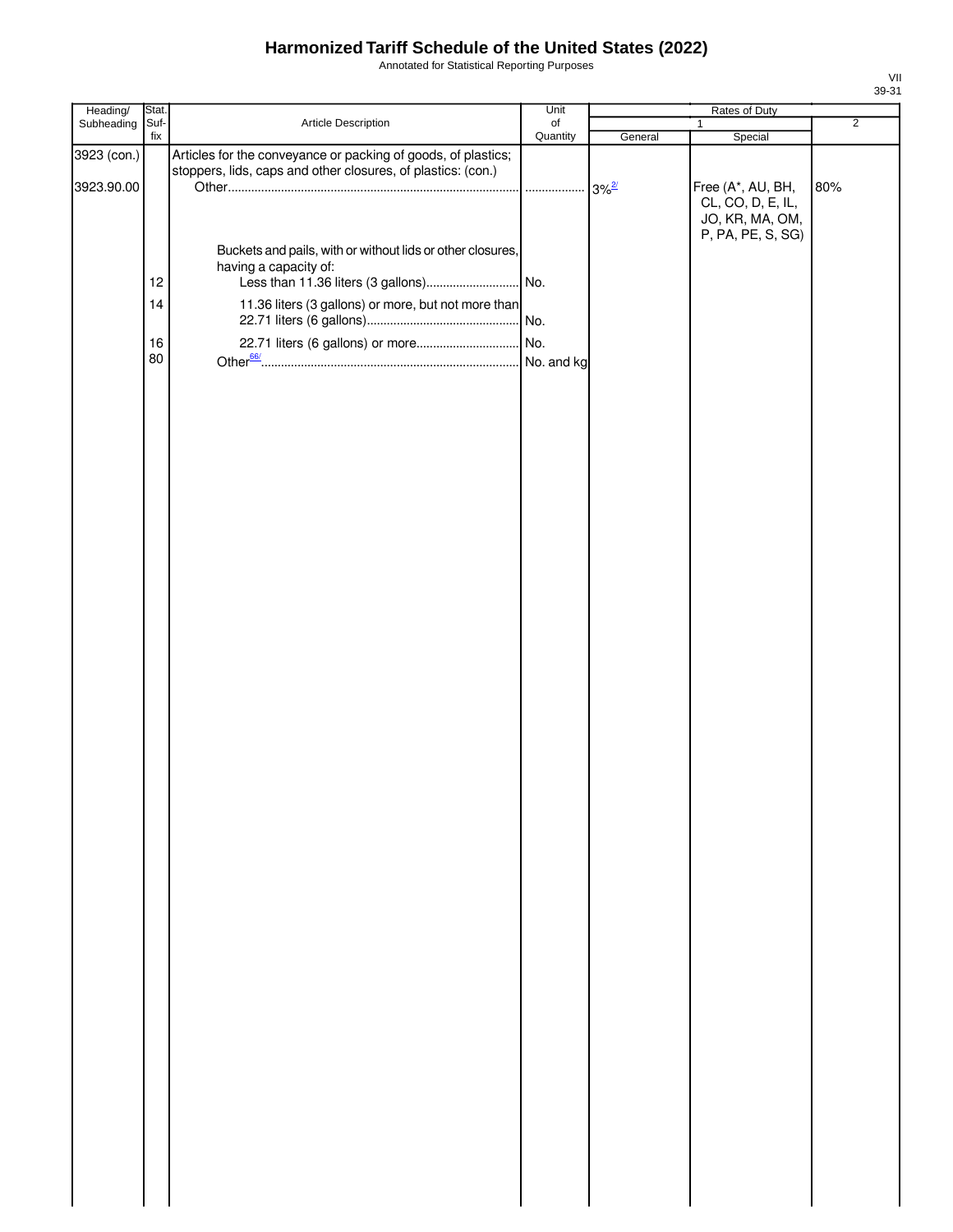# Harmonized Tariff Schedule of the United States (2022)

Annotated for Statistical Reporting Purposes

| Heading/ Subheading | Stat. Suf- fix | Article Description | Unit of Quantity | Rates of Duty | | |
|---|---|---|---|---|---|---|
| | | | | 1 | | 2 |
| | | | | General | Special | |
| 3923 (con.) | | Articles for the conveyance or packing of goods, of plastics; stoppers, lids, caps and other closures, of plastics: (con.) | | | | |
| 3923.90.00 | | Other | | 3%[2/] | Free (A*, AU, BH, CL, CO, D, E, IL, JO, KR, MA, OM, P, PA, PE, S, SG) | 80% |
| | | Buckets and pails, with or without lids or other closures, having a capacity of: | | | | |
| | 12 | Less than 11.36 liters (3 gallons) | No. | | | |
| | 14 | 11.36 liters (3 gallons) or more, but not more than 22.71 liters (6 gallons) | No. | | | |
| | 16 | 22.71 liters (6 gallons) or more | No. | | | |
| | 80 | Other[66/] | No. and kg | | | |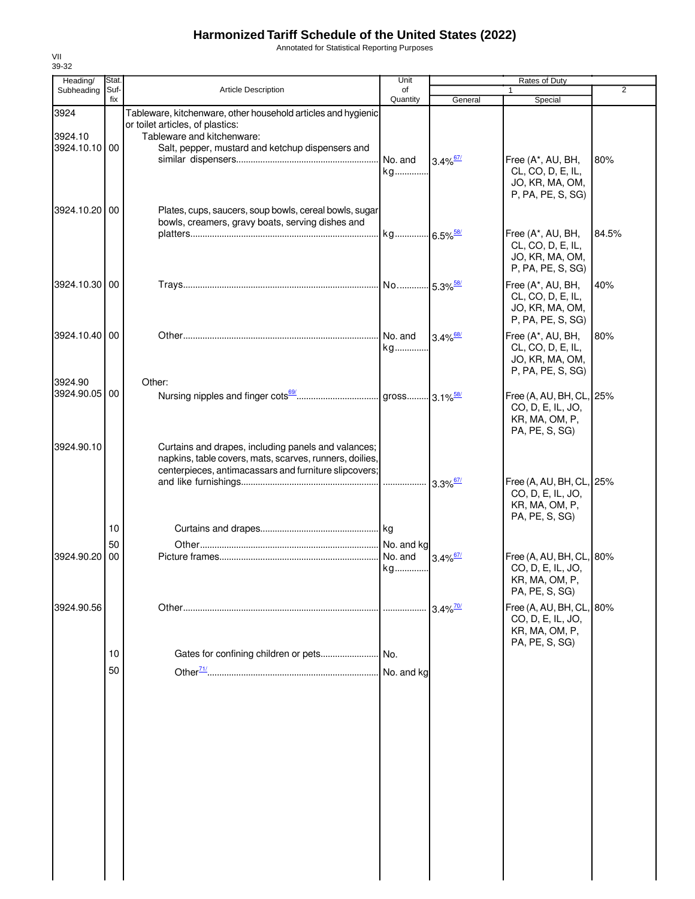# Harmonized Tariff Schedule of the United States (2022)

Annotated for Statistical Reporting Purposes

VII
39-32

| Heading/ Subheading | Stat. Suf- fix | Article Description | Unit of Quantity | Rates of Duty 1 General | Special | 2 |
|---|---|---|---|---|---|---|
| 3924 | | Tableware, kitchenware, other household articles and hygienic or toilet articles, of plastics: | | | | |
| 3924.10 | | Tableware and kitchenware: | | | | |
| 3924.10.10 | 00 | Salt, pepper, mustard and ketchup dispensers and similar dispensers | No. and kg | 3.4%[67/] | Free (A*, AU, BH, CL, CO, D, E, IL, JO, KR, MA, OM, P, PA, PE, S, SG) | 80% |
| 3924.10.20 | 00 | Plates, cups, saucers, soup bowls, cereal bowls, sugar bowls, creamers, gravy boats, serving dishes and platters | kg | 6.5%[58/] | Free (A*, AU, BH, CL, CO, D, E, IL, JO, KR, MA, OM, P, PA, PE, S, SG) | 84.5% |
| 3924.10.30 | 00 | Trays | No. | 5.3%[58/] | Free (A*, AU, BH, CL, CO, D, E, IL, JO, KR, MA, OM, P, PA, PE, S, SG) | 40% |
| 3924.10.40 | 00 | Other | No. and kg | 3.4%[68/] | Free (A*, AU, BH, CL, CO, D, E, IL, JO, KR, MA, OM, P, PA, PE, S, SG) | 80% |
| 3924.90 | | Other: | | | | |
| 3924.90.05 | 00 | Nursing nipples and finger cots[69/] | gross | 3.1%[58/] | Free (A, AU, BH, CL, CO, D, E, IL, JO, KR, MA, OM, P, PA, PE, S, SG) | 25% |
| 3924.90.10 | | Curtains and drapes, including panels and valances; napkins, table covers, mats, scarves, runners, doilies, centerpieces, antimacassars and furniture slipcovers; and like furnishings | | 3.3%[67/] | Free (A, AU, BH, CL, CO, D, E, IL, JO, KR, MA, OM, P, PA, PE, S, SG) | 25% |
| | 10 | Curtains and drapes | kg | | | |
| | 50 | Other | No. and kg | | | |
| 3924.90.20 | 00 | Picture frames | No. and kg | 3.4%[67/] | Free (A, AU, BH, CL, CO, D, E, IL, JO, KR, MA, OM, P, PA, PE, S, SG) | 80% |
| 3924.90.56 | | Other | | 3.4%[70/] | Free (A, AU, BH, CL, CO, D, E, IL, JO, KR, MA, OM, P, PA, PE, S, SG) | 80% |
| | 10 | Gates for confining children or pets | No. | | | |
| | 50 | Other[71/] | No. and kg | | | |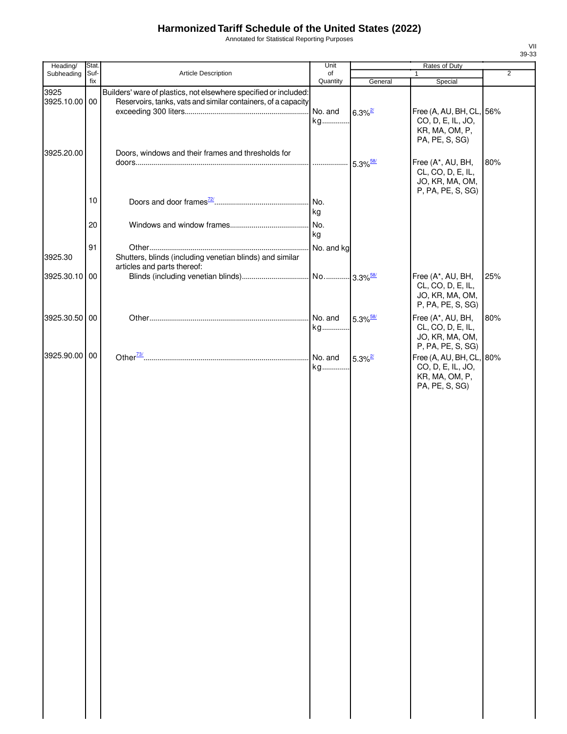# Harmonized Tariff Schedule of the United States (2022)

Annotated for Statistical Reporting Purposes

VII
39-33

| Heading/ Subheading | Stat. Suf- fix | Article Description | Unit of Quantity | Rates of Duty 1 General | Rates of Duty 1 Special | Rates of Duty 2 |
|---|---|---|---|---|---|---|
| 3925 | | Builders' ware of plastics, not elsewhere specified or included: | | | | |
| 3925.10.00 | 00 | Reservoirs, tanks, vats and similar containers, of a capacity exceeding 300 liters | No. and kg | 6.3% [2/] | Free (A, AU, BH, CL, CO, D, E, IL, JO, KR, MA, OM, P, PA, PE, S, SG) | 56% |
| 3925.20.00 | | Doors, windows and their frames and thresholds for doors | | 5.3% [58/] | Free (A*, AU, BH, CL, CO, D, E, IL, JO, KR, MA, OM, P, PA, PE, S, SG) | 80% |
| | 10 | Doors and door frames [72/] | No. kg | | | |
| | 20 | Windows and window frames | No. kg | | | |
| | 91 | Other | No. and kg | | | |
| 3925.30 | | Shutters, blinds (including venetian blinds) and similar articles and parts thereof: | | | | |
| 3925.30.10 | 00 | Blinds (including venetian blinds) | No. | 3.3% [58/] | Free (A*, AU, BH, CL, CO, D, E, IL, JO, KR, MA, OM, P, PA, PE, S, SG) | 25% |
| 3925.30.50 | 00 | Other | No. and kg | 5.3% [58/] | Free (A*, AU, BH, CL, CO, D, E, IL, JO, KR, MA, OM, P, PA, PE, S, SG) | 80% |
| 3925.90.00 | 00 | Other [73/] | No. and kg | 5.3% [2/] | Free (A, AU, BH, CL, CO, D, E, IL, JO, KR, MA, OM, P, PA, PE, S, SG) | 80% |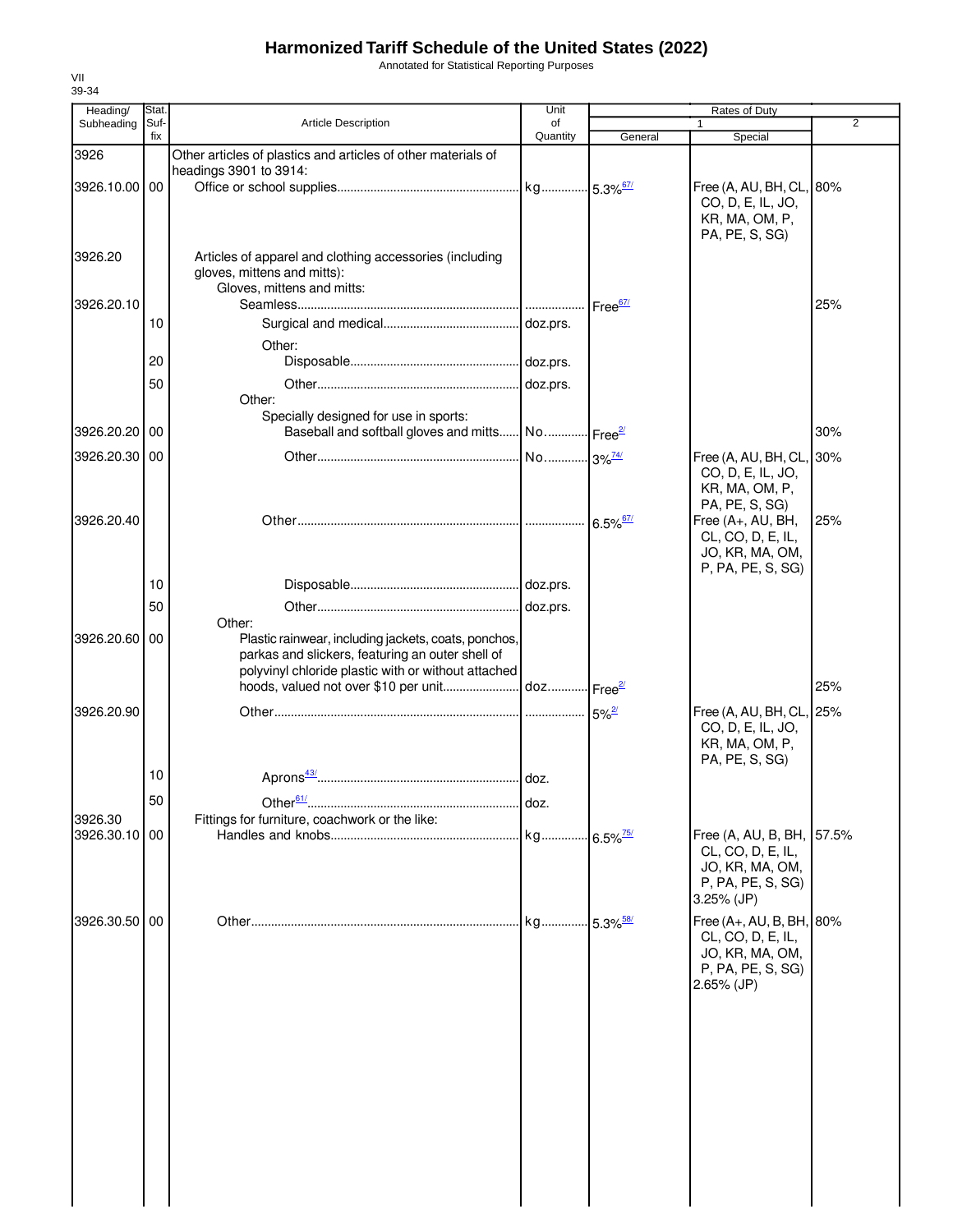# Harmonized Tariff Schedule of the United States (2022)

Annotated for Statistical Reporting Purposes

VII
39-34

| Heading/ Subheading | Stat. Suf-fix | Article Description | Unit of Quantity | Rates of Duty 1 General | Special | 2 |
|---|---|---|---|---|---|---|
| 3926 | | Other articles of plastics and articles of other materials of headings 3901 to 3914: | | | | |
| 3926.10.00 | 00 | Office or school supplies | kg | 5.3%[67/] | Free (A, AU, BH, CL, CO, D, E, IL, JO, KR, MA, OM, P, PA, PE, S, SG) | 80% |
| 3926.20 | | Articles of apparel and clothing accessories (including gloves, mittens and mitts): | | | | |
| | | Gloves, mittens and mitts: | | | | |
| 3926.20.10 | | Seamless | | Free[67/] | | 25% |
| | 10 | Surgical and medical | doz.prs. | | | |
| | | Other: | | | | |
| | 20 | Disposable | doz.prs. | | | |
| | 50 | Other | doz.prs. | | | |
| | | Other: | | | | |
| | | Specially designed for use in sports: | | | | |
| 3926.20.20 | 00 | Baseball and softball gloves and mitts | No. | Free[2/] | | 30% |
| 3926.20.30 | 00 | Other | No. | 3%[74/] | Free (A, AU, BH, CL, CO, D, E, IL, JO, KR, MA, OM, P, PA, PE, S, SG) | 30% |
| 3926.20.40 | | Other | | 6.5%[67/] | Free (A+, AU, BH, CL, CO, D, E, IL, JO, KR, MA, OM, P, PA, PE, S, SG) | 25% |
| | 10 | Disposable | doz.prs. | | | |
| | 50 | Other | doz.prs. | | | |
| | | Other: | | | | |
| 3926.20.60 | 00 | Plastic rainwear, including jackets, coats, ponchos, parkas and slickers, featuring an outer shell of polyvinyl chloride plastic with or without attached hoods, valued not over $10 per unit | doz. | Free[2/] | | 25% |
| 3926.20.90 | | Other | | 5%[2/] | Free (A, AU, BH, CL, CO, D, E, IL, JO, KR, MA, OM, P, PA, PE, S, SG) | 25% |
| | 10 | Aprons[43/] | doz. | | | |
| | 50 | Other[61/] | doz. | | | |
| 3926.30 | | Fittings for furniture, coachwork or the like: | | | | |
| 3926.30.10 | 00 | Handles and knobs | kg | 6.5%[75/] | Free (A, AU, B, BH, CL, CO, D, E, IL, JO, KR, MA, OM, P, PA, PE, S, SG) 3.25% (JP) | 57.5% |
| 3926.30.50 | 00 | Other | kg | 5.3%[58/] | Free (A+, AU, B, BH, CL, CO, D, E, IL, JO, KR, MA, OM, P, PA, PE, S, SG) 2.65% (JP) | 80% |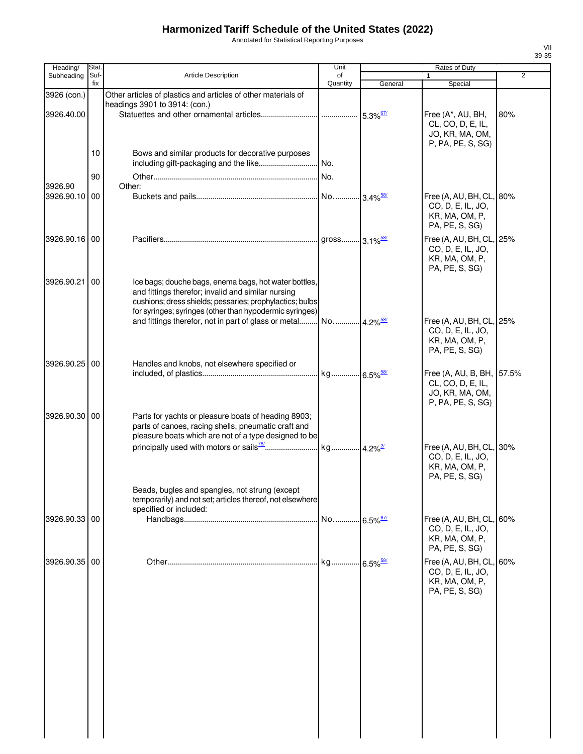# Harmonized Tariff Schedule of the United States (2022)

Annotated for Statistical Reporting Purposes

| Heading/ Subheading | Stat. Suf- fix | Article Description | Unit of Quantity | Rates of Duty | | |
|---|---|---|---|---|---|---|
| | | | | 1 | | 2 |
| | | | | General | Special | |
| 3926 (con.) | | Other articles of plastics and articles of other materials of headings 3901 to 3914: (con.) | | | | |
| 3926.40.00 | | Statuettes and other ornamental articles | | 5.3%[67/] | Free (A*, AU, BH, CL, CO, D, E, IL, JO, KR, MA, OM, P, PA, PE, S, SG) | 80% |
| | 10 | Bows and similar products for decorative purposes including gift-packaging and the like | No. | | | |
| | 90 | Other | No. | | | |
| 3926.90 | | Other: | | | | |
| 3926.90.10 | 00 | Buckets and pails | No. | 3.4%[58/] | Free (A, AU, BH, CL, CO, D, E, IL, JO, KR, MA, OM, P, PA, PE, S, SG) | 80% |
| 3926.90.16 | 00 | Pacifiers | gross | 3.1%[58/] | Free (A, AU, BH, CL, CO, D, E, IL, JO, KR, MA, OM, P, PA, PE, S, SG) | 25% |
| 3926.90.21 | 00 | Ice bags; douche bags, enema bags, hot water bottles, and fittings therefor; invalid and similar nursing cushions; dress shields; pessaries; prophylactics; bulbs for syringes; syringes (other than hypodermic syringes) and fittings therefor, not in part of glass or metal | No. | 4.2%[58/] | Free (A, AU, BH, CL, CO, D, E, IL, JO, KR, MA, OM, P, PA, PE, S, SG) | 25% |
| 3926.90.25 | 00 | Handles and knobs, not elsewhere specified or included, of plastics | kg | 6.5%[58/] | Free (A, AU, B, BH, CL, CO, D, E, IL, JO, KR, MA, OM, P, PA, PE, S, SG) | 57.5% |
| 3926.90.30 | 00 | Parts for yachts or pleasure boats of heading 8903; parts of canoes, racing shells, pneumatic craft and pleasure boats which are not of a type designed to be principally used with motors or sails[76/] | kg | 4.2%[2/] | Free (A, AU, BH, CL, CO, D, E, IL, JO, KR, MA, OM, P, PA, PE, S, SG) | 30% |
| | | Beads, bugles and spangles, not strung (except temporarily) and not set; articles thereof, not elsewhere specified or included: | | | | |
| 3926.90.33 | 00 | Handbags | No. | 6.5%[67/] | Free (A, AU, BH, CL, CO, D, E, IL, JO, KR, MA, OM, P, PA, PE, S, SG) | 60% |
| 3926.90.35 | 00 | Other | kg | 6.5%[58/] | Free (A, AU, BH, CL, CO, D, E, IL, JO, KR, MA, OM, P, PA, PE, S, SG) | 60% |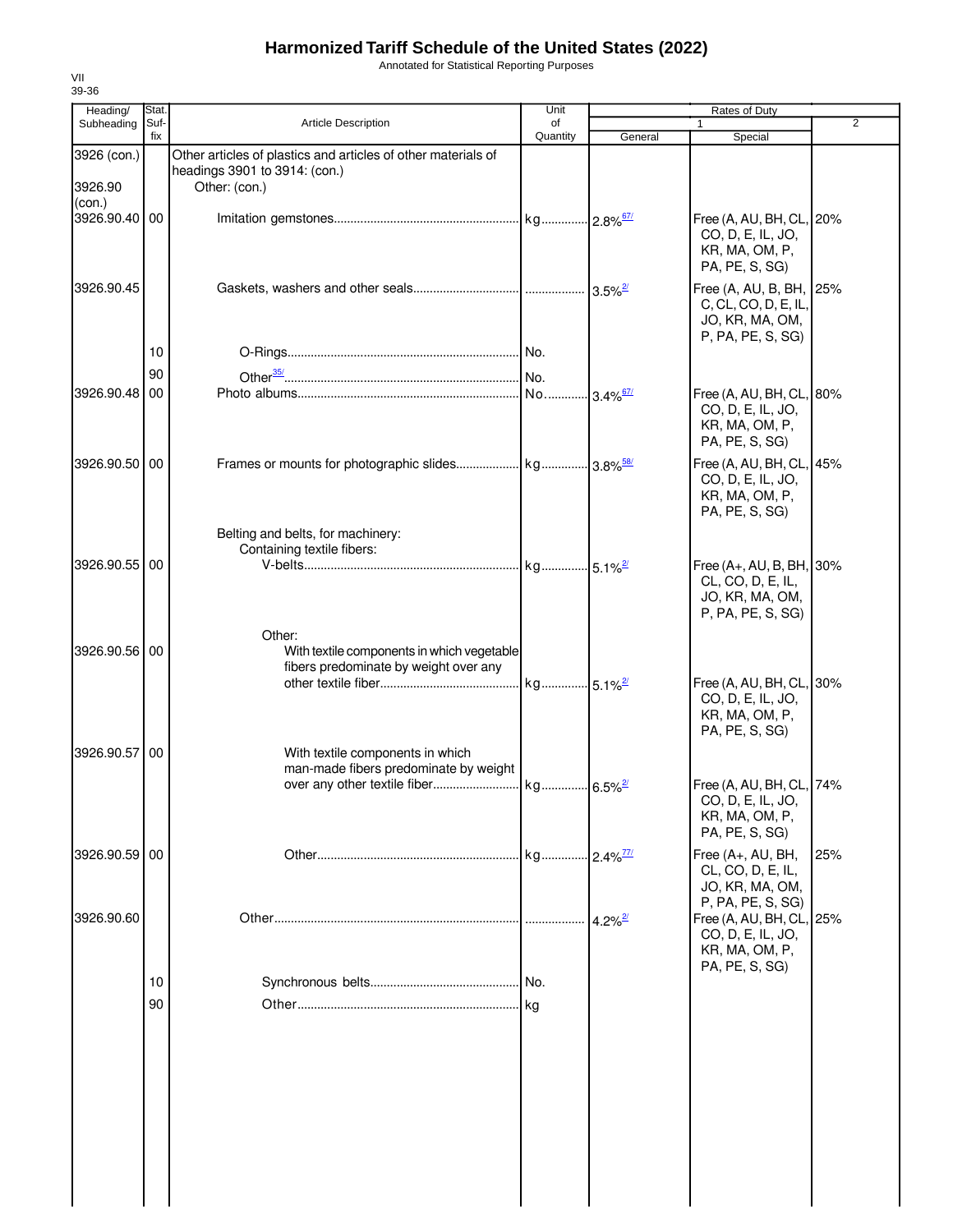# Harmonized Tariff Schedule of the United States (2022)

Annotated for Statistical Reporting Purposes

VII
39-36

| Heading/ Subheading | Stat. Suf- fix | Article Description | Unit of Quantity | Rates of Duty 1 General | Special | 2 |
|---|---|---|---|---|---|---|
| 3926 (con.) | | Other articles of plastics and articles of other materials of headings 3901 to 3914: (con.) | | | | |
| 3926.90 (con.) | | Other: (con.) | | | | |
| 3926.90.40 | 00 | Imitation gemstones | kg | 2.8%[67/] | Free (A, AU, BH, CL, CO, D, E, IL, JO, KR, MA, OM, P, PA, PE, S, SG) | 20% |
| 3926.90.45 | | Gaskets, washers and other seals | | 3.5%[2/] | Free (A, AU, B, BH, C, CL, CO, D, E, IL, JO, KR, MA, OM, P, PA, PE, S, SG) | 25% |
| | 10 | O-Rings | No. | | | |
| | 90 | Other[35/] | No. | | | |
| 3926.90.48 | 00 | Photo albums | No. | 3.4%[67/] | Free (A, AU, BH, CL, CO, D, E, IL, JO, KR, MA, OM, P, PA, PE, S, SG) | 80% |
| 3926.90.50 | 00 | Frames or mounts for photographic slides | kg | 3.8%[58/] | Free (A, AU, BH, CL, CO, D, E, IL, JO, KR, MA, OM, P, PA, PE, S, SG) | 45% |
| | | Belting and belts, for machinery: | | | | |
| | | Containing textile fibers: | | | | |
| 3926.90.55 | 00 | V-belts | kg | 5.1%[2/] | Free (A+, AU, B, BH, CL, CO, D, E, IL, JO, KR, MA, OM, P, PA, PE, S, SG) | 30% |
| | | Other: | | | | |
| 3926.90.56 | 00 | With textile components in which vegetable fibers predominate by weight over any other textile fiber | kg | 5.1%[2/] | Free (A, AU, BH, CL, CO, D, E, IL, JO, KR, MA, OM, P, PA, PE, S, SG) | 30% |
| 3926.90.57 | 00 | With textile components in which man-made fibers predominate by weight over any other textile fiber | kg | 6.5%[2/] | Free (A, AU, BH, CL, CO, D, E, IL, JO, KR, MA, OM, P, PA, PE, S, SG) | 74% |
| 3926.90.59 | 00 | Other | kg | 2.4%[77/] | Free (A+, AU, BH, CL, CO, D, E, IL, JO, KR, MA, OM, P, PA, PE, S, SG) | 25% |
| 3926.90.60 | | Other | | 4.2%[2/] | Free (A, AU, BH, CL, CO, D, E, IL, JO, KR, MA, OM, P, PA, PE, S, SG) | 25% |
| | 10 | Synchronous belts | No. | | | |
| | 90 | Other | kg | | | |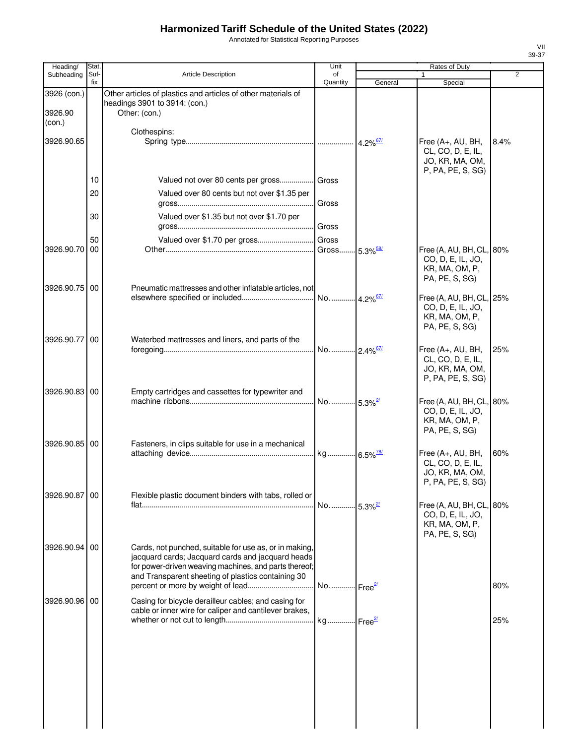# Harmonized Tariff Schedule of the United States (2022)

Annotated for Statistical Reporting Purposes

| Heading/ Subheading | Stat. Suf- fix | Article Description | Unit of Quantity | Rates of Duty 1 General | Special | 2 |
|---|---|---|---|---|---|---|
| 3926 (con.) | | Other articles of plastics and articles of other materials of headings 3901 to 3914: (con.) | | | | |
| 3926.90 (con.) | | Other: (con.) | | | | |
| | | Clothespins: | | | | |
| 3926.90.65 | | Spring type | | 4.2%[67/] | Free (A+, AU, BH, CL, CO, D, E, IL, JO, KR, MA, OM, P, PA, PE, S, SG) | 8.4% |
| | 10 | Valued not over 80 cents per gross | Gross | | | |
| | 20 | Valued over 80 cents but not over $1.35 per gross | Gross | | | |
| | 30 | Valued over $1.35 but not over $1.70 per gross | Gross | | | |
| | 50 | Valued over $1.70 per gross | Gross | | | |
| 3926.90.70 | 00 | Other | Gross | 5.3%[58/] | Free (A, AU, BH, CL, CO, D, E, IL, JO, KR, MA, OM, P, PA, PE, S, SG) | 80% |
| 3926.90.75 | 00 | Pneumatic mattresses and other inflatable articles, not elsewhere specified or included | No. | 4.2%[67/] | Free (A, AU, BH, CL, CO, D, E, IL, JO, KR, MA, OM, P, PA, PE, S, SG) | 25% |
| 3926.90.77 | 00 | Waterbed mattresses and liners, and parts of the foregoing | No. | 2.4%[67/] | Free (A+, AU, BH, CL, CO, D, E, IL, JO, KR, MA, OM, P, PA, PE, S, SG) | 25% |
| 3926.90.83 | 00 | Empty cartridges and cassettes for typewriter and machine ribbons | No. | 5.3%[2/] | Free (A, AU, BH, CL, CO, D, E, IL, JO, KR, MA, OM, P, PA, PE, S, SG) | 80% |
| 3926.90.85 | 00 | Fasteners, in clips suitable for use in a mechanical attaching device | kg | 6.5%[78/] | Free (A+, AU, BH, CL, CO, D, E, IL, JO, KR, MA, OM, P, PA, PE, S, SG) | 60% |
| 3926.90.87 | 00 | Flexible plastic document binders with tabs, rolled or flat | No. | 5.3%[2/] | Free (A, AU, BH, CL, CO, D, E, IL, JO, KR, MA, OM, P, PA, PE, S, SG) | 80% |
| 3926.90.94 | 00 | Cards, not punched, suitable for use as, or in making, jacquard cards; Jacquard cards and jacquard heads for power-driven weaving machines, and parts thereof; and Transparent sheeting of plastics containing 30 percent or more by weight of lead | No. | Free[2/] | | 80% |
| 3926.90.96 | 00 | Casing for bicycle derailleur cables; and casing for cable or inner wire for caliper and cantilever brakes, whether or not cut to length | kg | Free[2/] | | 25% |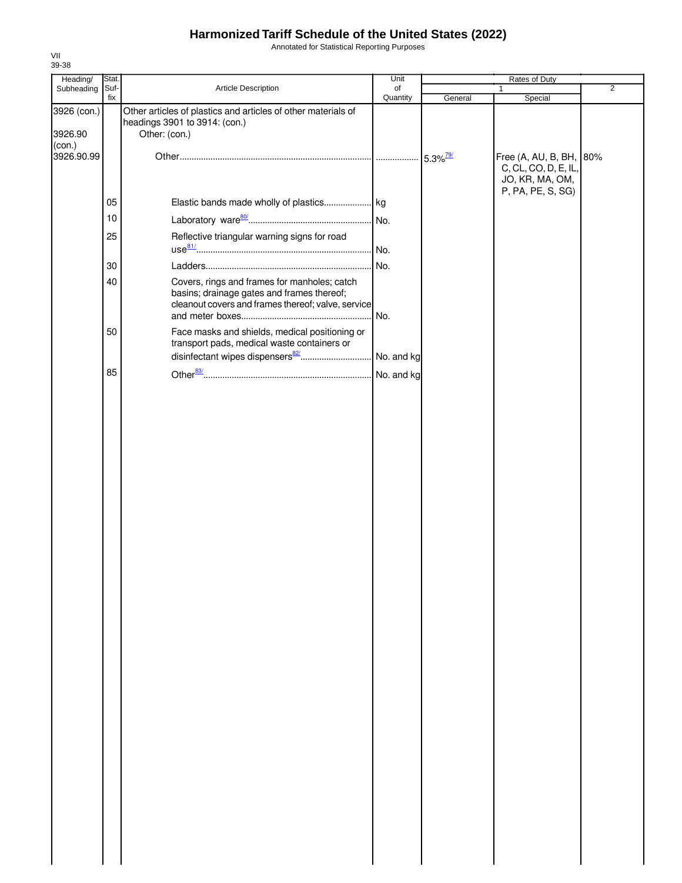# Harmonized Tariff Schedule of the United States (2022)

Annotated for Statistical Reporting Purposes

VII
39-38

| Heading/ Subheading | Stat. Suf- fix | Article Description | Unit of Quantity | Rates of Duty 1 General | Special | 2 |
|---|---|---|---|---|---|---|
| 3926 (con.) | | Other articles of plastics and articles of other materials of headings 3901 to 3914: (con.) | | | | |
| 3926.90 (con.) | | Other: (con.) | | | | |
| 3926.90.99 | | Other | | 5.3%[79/] | Free (A, AU, B, BH, C, CL, CO, D, E, IL, JO, KR, MA, OM, P, PA, PE, S, SG) | 80% |
| | 05 | Elastic bands made wholly of plastics | kg | | | |
| | 10 | Laboratory ware[80/] | No. | | | |
| | 25 | Reflective triangular warning signs for road use[81/] | No. | | | |
| | 30 | Ladders | No. | | | |
| | 40 | Covers, rings and frames for manholes; catch basins; drainage gates and frames thereof; cleanout covers and frames thereof; valve, service and meter boxes | No. | | | |
| | 50 | Face masks and shields, medical positioning or transport pads, medical waste containers or disinfectant wipes dispensers[82/] | No. and kg | | | |
| | 85 | Other[83/] | No. and kg | | | |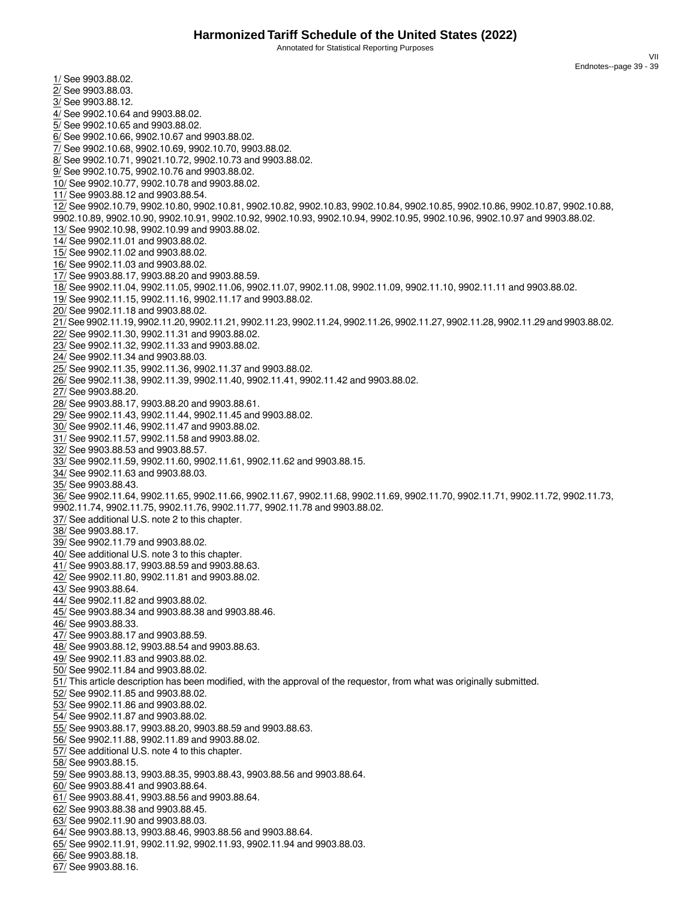1/ See 9903.88.02.
2/ See 9903.88.03.
3/ See 9903.88.12.
4/ See 9902.10.64 and 9903.88.02.
5/ See 9902.10.65 and 9903.88.02.
6/ See 9902.10.66, 9902.10.67 and 9903.88.02.
7/ See 9902.10.68, 9902.10.69, 9902.10.70, 9903.88.02.
8/ See 9902.10.71, 99021.10.72, 9902.10.73 and 9903.88.02.
9/ See 9902.10.75, 9902.10.76 and 9903.88.02.
10/ See 9902.10.77, 9902.10.78 and 9903.88.02.
11/ See 9903.88.12 and 9903.88.54.
12/ See 9902.10.79, 9902.10.80, 9902.10.81, 9902.10.82, 9902.10.83, 9902.10.84, 9902.10.85, 9902.10.86, 9902.10.87, 9902.10.88, 9902.10.89, 9902.10.90, 9902.10.91, 9902.10.92, 9902.10.93, 9902.10.94, 9902.10.95, 9902.10.96, 9902.10.97 and 9903.88.02.
13/ See 9902.10.98, 9902.10.99 and 9903.88.02.
14/ See 9902.11.01 and 9903.88.02.
15/ See 9902.11.02 and 9903.88.02.
16/ See 9902.11.03 and 9903.88.02.
17/ See 9903.88.17, 9903.88.20 and 9903.88.59.
18/ See 9902.11.04, 9902.11.05, 9902.11.06, 9902.11.07, 9902.11.08, 9902.11.09, 9902.11.10, 9902.11.11 and 9903.88.02.
19/ See 9902.11.15, 9902.11.16, 9902.11.17 and 9903.88.02.
20/ See 9902.11.18 and 9903.88.02.
21/ See 9902.11.19, 9902.11.20, 9902.11.21, 9902.11.23, 9902.11.24, 9902.11.26, 9902.11.27, 9902.11.28, 9902.11.29 and 9903.88.02.
22/ See 9902.11.30, 9902.11.31 and 9903.88.02.
23/ See 9902.11.32, 9902.11.33 and 9903.88.02.
24/ See 9902.11.34 and 9903.88.03.
25/ See 9902.11.35, 9902.11.36, 9902.11.37 and 9903.88.02.
26/ See 9902.11.38, 9902.11.39, 9902.11.40, 9902.11.41, 9902.11.42 and 9903.88.02.
27/ See 9903.88.20.
28/ See 9903.88.17, 9903.88.20 and 9903.88.61.
29/ See 9902.11.43, 9902.11.44, 9902.11.45 and 9903.88.02.
30/ See 9902.11.46, 9902.11.47 and 9903.88.02.
31/ See 9902.11.57, 9902.11.58 and 9903.88.02.
32/ See 9903.88.53 and 9903.88.57.
33/ See 9902.11.59, 9902.11.60, 9902.11.61, 9902.11.62 and 9903.88.15.
34/ See 9902.11.63 and 9903.88.03.
35/ See 9903.88.43.
36/ See 9902.11.64, 9902.11.65, 9902.11.66, 9902.11.67, 9902.11.68, 9902.11.69, 9902.11.70, 9902.11.71, 9902.11.72, 9902.11.73, 9902.11.74, 9902.11.75, 9902.11.76, 9902.11.77, 9902.11.78 and 9903.88.02.
37/ See additional U.S. note 2 to this chapter.
38/ See 9903.88.17.
39/ See 9902.11.79 and 9903.88.02.
40/ See additional U.S. note 3 to this chapter.
41/ See 9903.88.17, 9903.88.59 and 9903.88.63.
42/ See 9902.11.80, 9902.11.81 and 9903.88.02.
43/ See 9903.88.64.
44/ See 9902.11.82 and 9903.88.02.
45/ See 9903.88.34 and 9903.88.38 and 9903.88.46.
46/ See 9903.88.33.
47/ See 9903.88.17 and 9903.88.59.
48/ See 9903.88.12, 9903.88.54 and 9903.88.63.
49/ See 9902.11.83 and 9903.88.02.
50/ See 9902.11.84 and 9903.88.02.
51/ This article description has been modified, with the approval of the requestor, from what was originally submitted.
52/ See 9902.11.85 and 9903.88.02.
53/ See 9902.11.86 and 9903.88.02.
54/ See 9902.11.87 and 9903.88.02.
55/ See 9903.88.17, 9903.88.20, 9903.88.59 and 9903.88.63.
56/ See 9902.11.88, 9902.11.89 and 9903.88.02.
57/ See additional U.S. note 4 to this chapter.
58/ See 9903.88.15.
59/ See 9903.88.13, 9903.88.35, 9903.88.43, 9903.88.56 and 9903.88.64.
60/ See 9903.88.41 and 9903.88.64.
61/ See 9903.88.41, 9903.88.56 and 9903.88.64.
62/ See 9903.88.38 and 9903.88.45.
63/ See 9902.11.90 and 9903.88.03.
64/ See 9903.88.13, 9903.88.46, 9903.88.56 and 9903.88.64.
65/ See 9902.11.91, 9902.11.92, 9902.11.93, 9902.11.94 and 9903.88.03.
66/ See 9903.88.18.
67/ See 9903.88.16.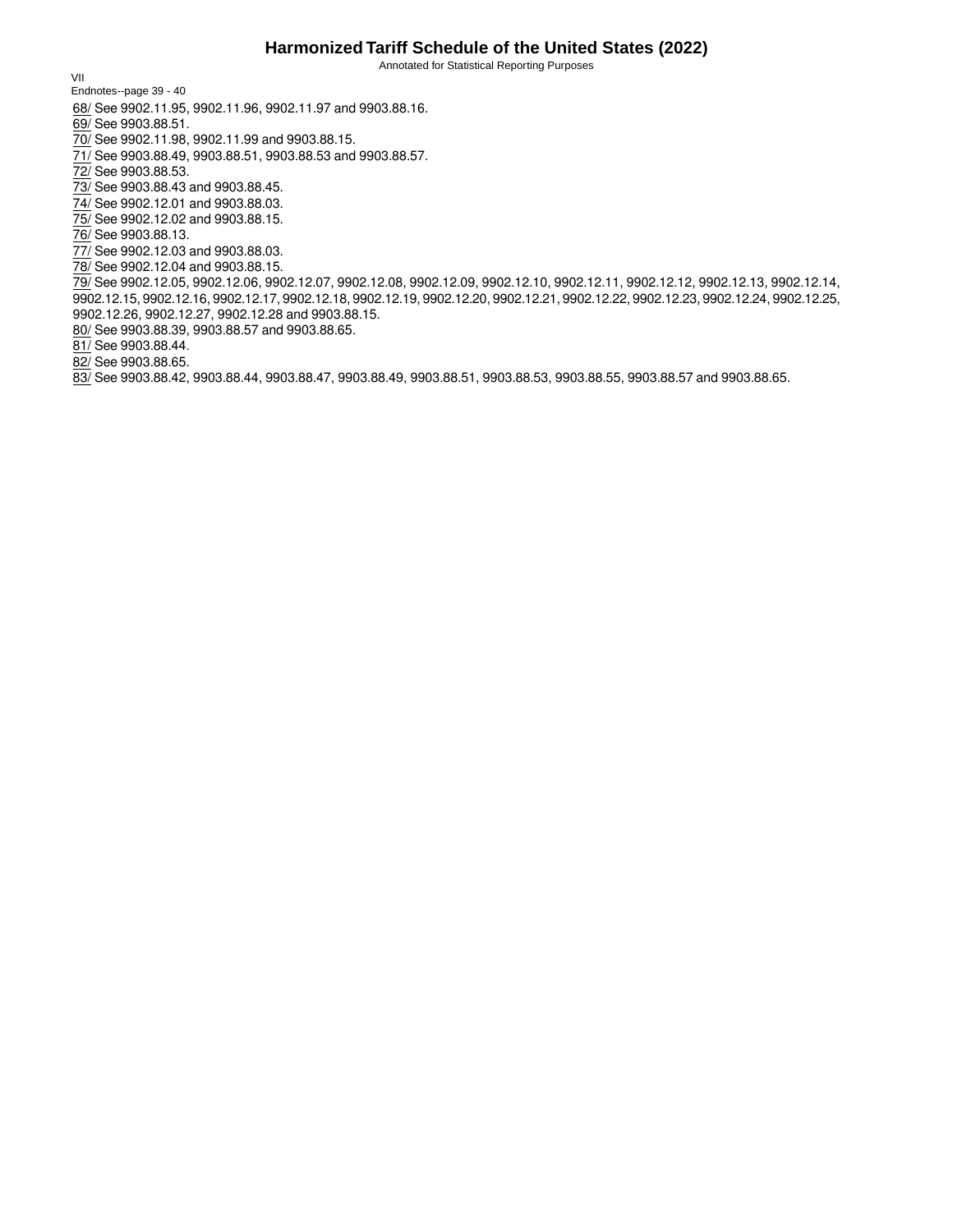68/ See 9902.11.95, 9902.11.96, 9902.11.97 and 9903.88.16.

69/ See 9903.88.51.

70/ See 9902.11.98, 9902.11.99 and 9903.88.15.

71/ See 9903.88.49, 9903.88.51, 9903.88.53 and 9903.88.57.

72/ See 9903.88.53.

73/ See 9903.88.43 and 9903.88.45.

74/ See 9902.12.01 and 9903.88.03.

75/ See 9902.12.02 and 9903.88.15.

76/ See 9903.88.13.

77/ See 9902.12.03 and 9903.88.03.

78/ See 9902.12.04 and 9903.88.15.

79/ See 9902.12.05, 9902.12.06, 9902.12.07, 9902.12.08, 9902.12.09, 9902.12.10, 9902.12.11, 9902.12.12, 9902.12.13, 9902.12.14, 9902.12.15, 9902.12.16, 9902.12.17, 9902.12.18, 9902.12.19, 9902.12.20, 9902.12.21, 9902.12.22, 9902.12.23, 9902.12.24, 9902.12.25, 9902.12.26, 9902.12.27, 9902.12.28 and 9903.88.15.

80/ See 9903.88.39, 9903.88.57 and 9903.88.65.

81/ See 9903.88.44.

82/ See 9903.88.65.

83/ See 9903.88.42, 9903.88.44, 9903.88.47, 9903.88.49, 9903.88.51, 9903.88.53, 9903.88.55, 9903.88.57 and 9903.88.65.